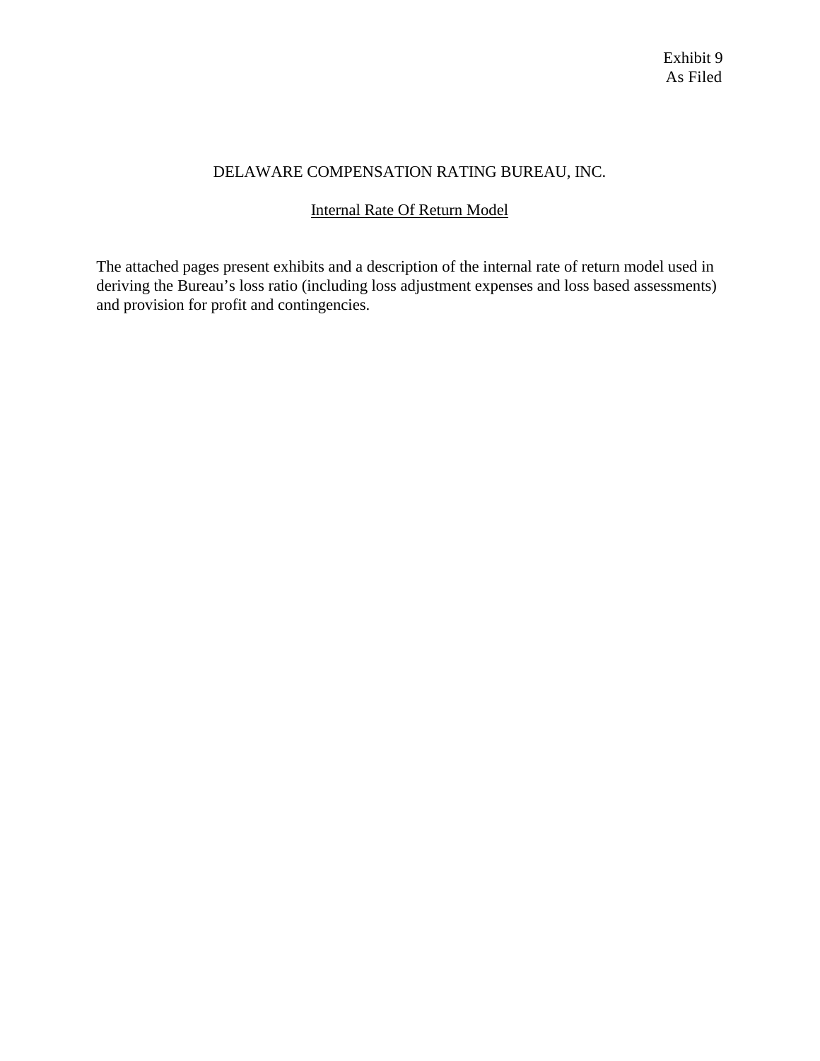Exhibit 9
As Filed

# DELAWARE COMPENSATION RATING BUREAU, INC.

## Internal Rate Of Return Model

The attached pages present exhibits and a description of the internal rate of return model used in deriving the Bureau's loss ratio (including loss adjustment expenses and loss based assessments) and provision for profit and contingencies.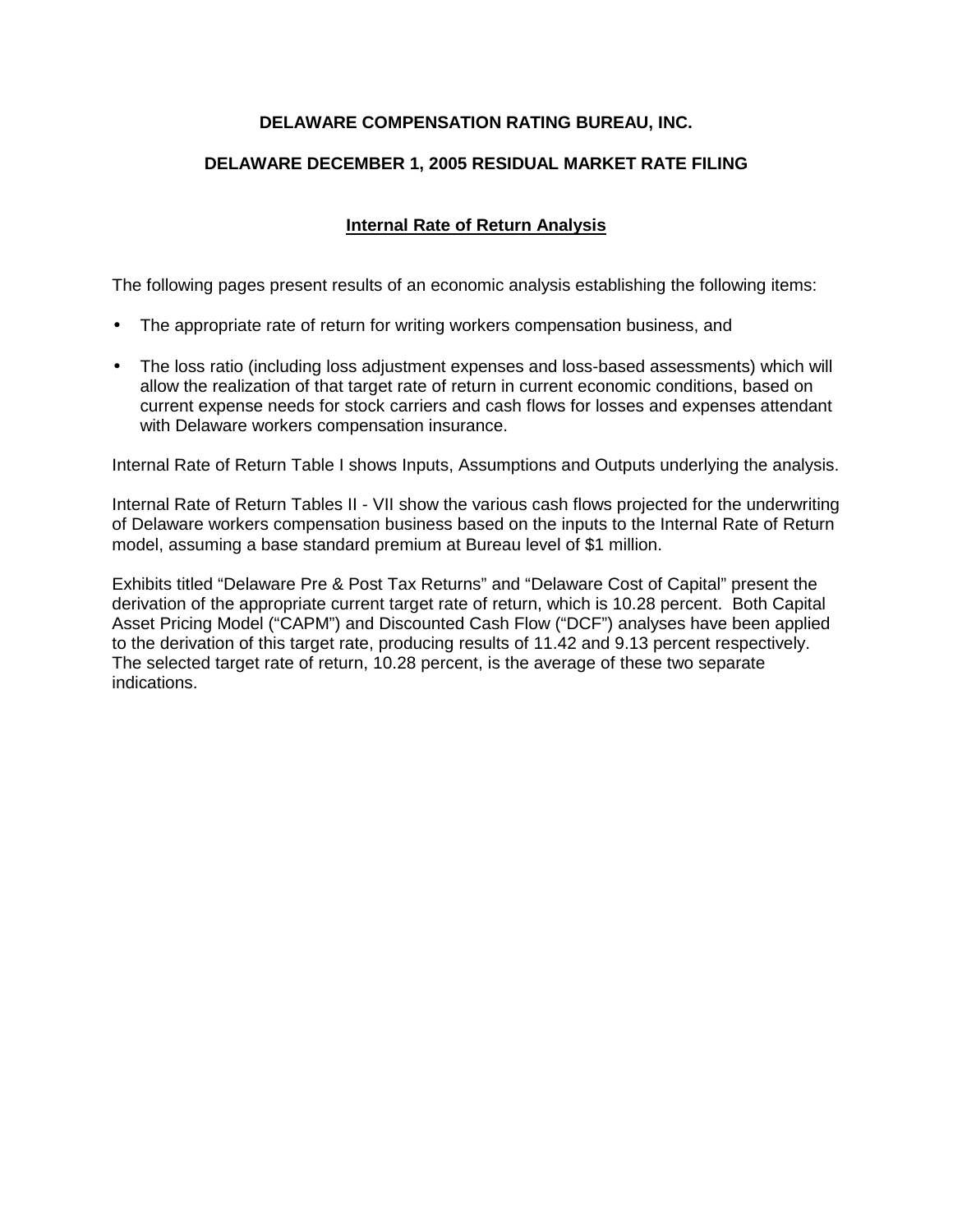**DELAWARE COMPENSATION RATING BUREAU, INC.**

**DELAWARE DECEMBER 1, 2005 RESIDUAL MARKET RATE FILING**

## Internal Rate of Return Analysis

The following pages present results of an economic analysis establishing the following items:

- The appropriate rate of return for writing workers compensation business, and
- The loss ratio (including loss adjustment expenses and loss-based assessments) which will allow the realization of that target rate of return in current economic conditions, based on current expense needs for stock carriers and cash flows for losses and expenses attendant with Delaware workers compensation insurance.

Internal Rate of Return Table I shows Inputs, Assumptions and Outputs underlying the analysis.

Internal Rate of Return Tables II - VII show the various cash flows projected for the underwriting of Delaware workers compensation business based on the inputs to the Internal Rate of Return model, assuming a base standard premium at Bureau level of $1 million.

Exhibits titled "Delaware Pre & Post Tax Returns" and "Delaware Cost of Capital" present the derivation of the appropriate current target rate of return, which is 10.28 percent. Both Capital Asset Pricing Model ("CAPM") and Discounted Cash Flow ("DCF") analyses have been applied to the derivation of this target rate, producing results of 11.42 and 9.13 percent respectively. The selected target rate of return, 10.28 percent, is the average of these two separate indications.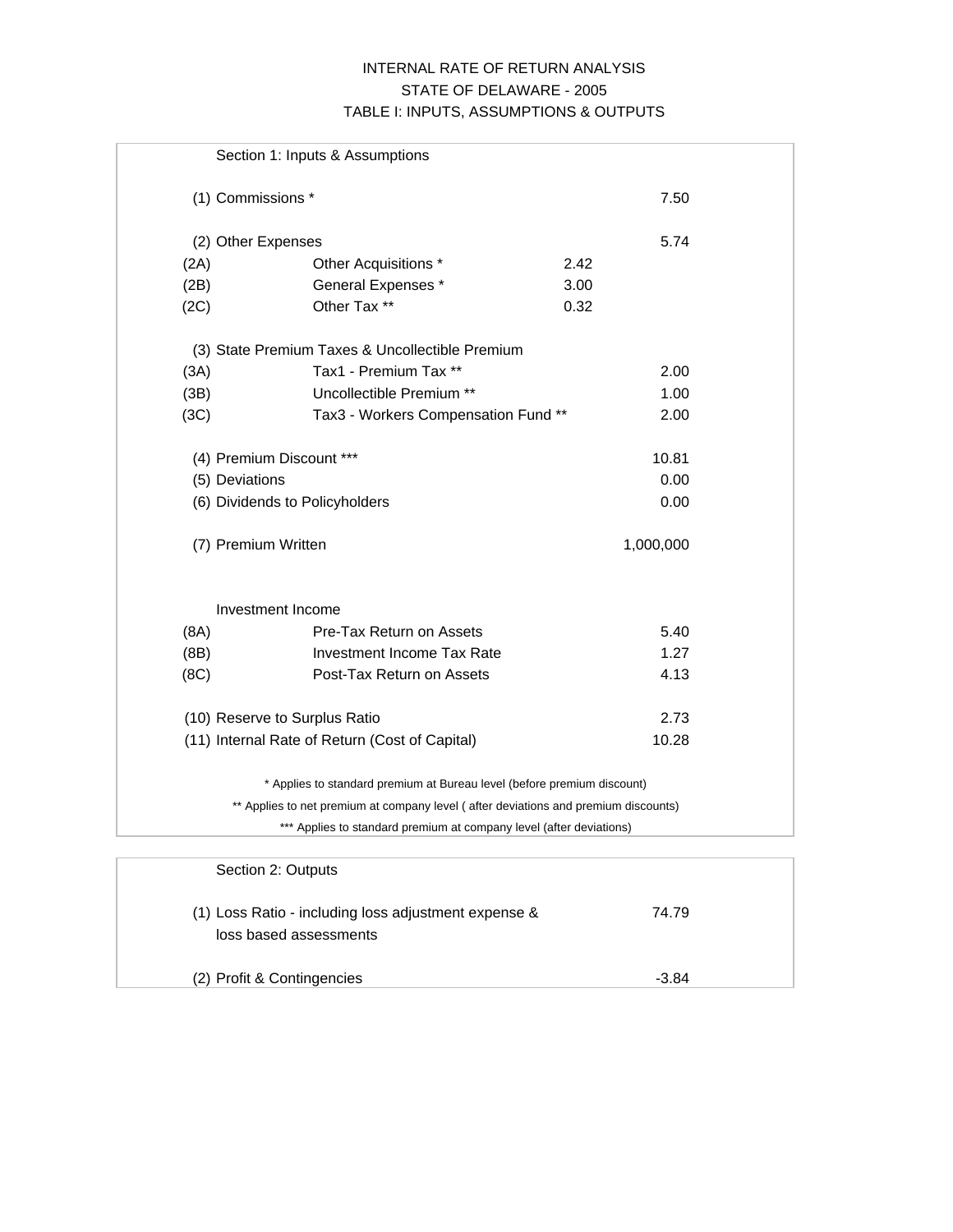# INTERNAL RATE OF RETURN ANALYSIS
## STATE OF DELAWARE - 2005
## TABLE I: INPUTS, ASSUMPTIONS & OUTPUTS

### Section 1: Inputs & Assumptions

| | | | |
|---|---|---|---|
| (1) | Commissions * | | 7.50 |
| (2) | Other Expenses | | 5.74 |
| (2A) | Other Acquisitions * | 2.42 | |
| (2B) | General Expenses * | 3.00 | |
| (2C) | Other Tax ** | 0.32 | |
| (3) | State Premium Taxes & Uncollectible Premium | | |
| (3A) | Tax1 - Premium Tax ** | | 2.00 |
| (3B) | Uncollectible Premium ** | | 1.00 |
| (3C) | Tax3 - Workers Compensation Fund ** | | 2.00 |
| (4) | Premium Discount *** | | 10.81 |
| (5) | Deviations | | 0.00 |
| (6) | Dividends to Policyholders | | 0.00 |
| (7) | Premium Written | | 1,000,000 |
| | Investment Income | | |
| (8A) | Pre-Tax Return on Assets | | 5.40 |
| (8B) | Investment Income Tax Rate | | 1.27 |
| (8C) | Post-Tax Return on Assets | | 4.13 |
| (10) | Reserve to Surplus Ratio | | 2.73 |
| (11) | Internal Rate of Return (Cost of Capital) | | 10.28 |

\* Applies to standard premium at Bureau level (before premium discount)

\** Applies to net premium at company level ( after deviations and premium discounts)

\*** Applies to standard premium at company level (after deviations)

### Section 2: Outputs

| | | |
|---|---|---|
| (1) | Loss Ratio - including loss adjustment expense & loss based assessments | 74.79 |
| (2) | Profit & Contingencies | -3.84 |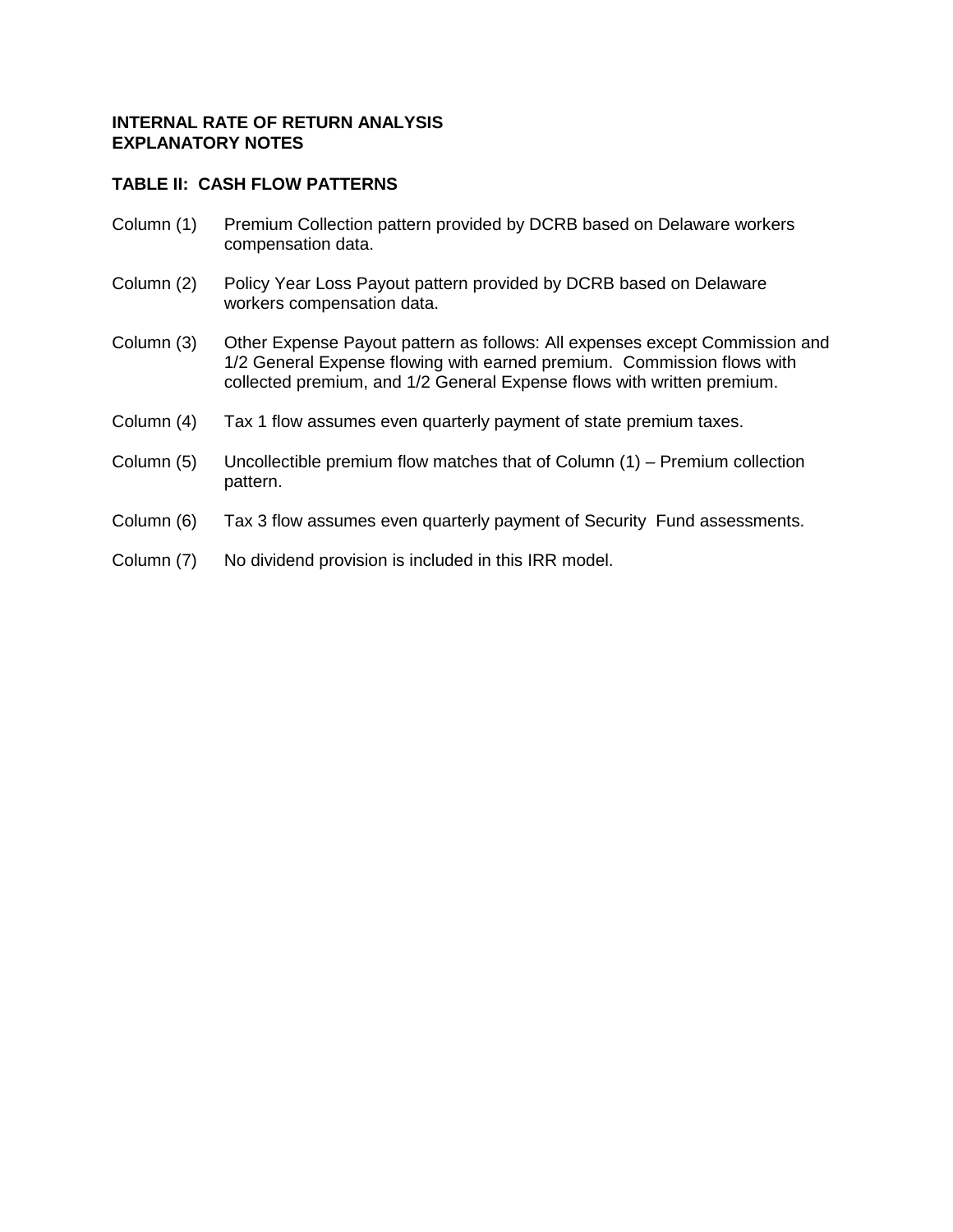**INTERNAL RATE OF RETURN ANALYSIS**
**EXPLANATORY NOTES**

**TABLE II: CASH FLOW PATTERNS**

Column (1) Premium Collection pattern provided by DCRB based on Delaware workers compensation data.

Column (2) Policy Year Loss Payout pattern provided by DCRB based on Delaware workers compensation data.

Column (3) Other Expense Payout pattern as follows: All expenses except Commission and 1/2 General Expense flowing with earned premium. Commission flows with collected premium, and 1/2 General Expense flows with written premium.

Column (4) Tax 1 flow assumes even quarterly payment of state premium taxes.

Column (5) Uncollectible premium flow matches that of Column (1) – Premium collection pattern.

Column (6) Tax 3 flow assumes even quarterly payment of Security Fund assessments.

Column (7) No dividend provision is included in this IRR model.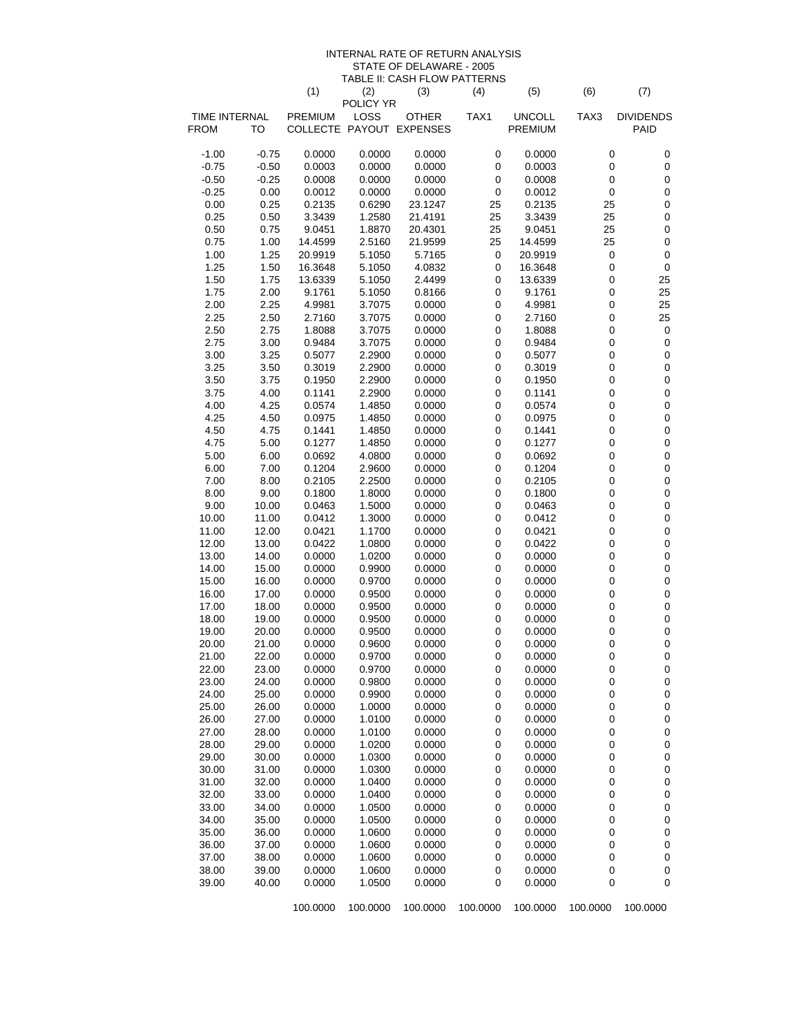INTERNAL RATE OF RETURN ANALYSIS
STATE OF DELAWARE - 2005
TABLE II: CASH FLOW PATTERNS

| TIME INTERNAL FROM | TO | (1) PREMIUM COLLECTE | (2) POLICY YR LOSS PAYOUT | (3) OTHER EXPENSES | (4) TAX1 | (5) UNCOLL PREMIUM | (6) TAX3 | (7) DIVIDENDS PAID |
|---|---|---|---|---|---|---|---|---|
| -1.00 | -0.75 | 0.0000 | 0.0000 | 0.0000 | 0 | 0.0000 | 0 | 0 |
| -0.75 | -0.50 | 0.0003 | 0.0000 | 0.0000 | 0 | 0.0003 | 0 | 0 |
| -0.50 | -0.25 | 0.0008 | 0.0000 | 0.0000 | 0 | 0.0008 | 0 | 0 |
| -0.25 | 0.00 | 0.0012 | 0.0000 | 0.0000 | 0 | 0.0012 | 0 | 0 |
| 0.00 | 0.25 | 0.2135 | 0.6290 | 23.1247 | 25 | 0.2135 | 25 | 0 |
| 0.25 | 0.50 | 3.3439 | 1.2580 | 21.4191 | 25 | 3.3439 | 25 | 0 |
| 0.50 | 0.75 | 9.0451 | 1.8870 | 20.4301 | 25 | 9.0451 | 25 | 0 |
| 0.75 | 1.00 | 14.4599 | 2.5160 | 21.9599 | 25 | 14.4599 | 25 | 0 |
| 1.00 | 1.25 | 20.9919 | 5.1050 | 5.7165 | 0 | 20.9919 | 0 | 0 |
| 1.25 | 1.50 | 16.3648 | 5.1050 | 4.0832 | 0 | 16.3648 | 0 | 0 |
| 1.50 | 1.75 | 13.6339 | 5.1050 | 2.4499 | 0 | 13.6339 | 0 | 25 |
| 1.75 | 2.00 | 9.1761 | 5.1050 | 0.8166 | 0 | 9.1761 | 0 | 25 |
| 2.00 | 2.25 | 4.9981 | 3.7075 | 0.0000 | 0 | 4.9981 | 0 | 25 |
| 2.25 | 2.50 | 2.7160 | 3.7075 | 0.0000 | 0 | 2.7160 | 0 | 25 |
| 2.50 | 2.75 | 1.8088 | 3.7075 | 0.0000 | 0 | 1.8088 | 0 | 0 |
| 2.75 | 3.00 | 0.9484 | 3.7075 | 0.0000 | 0 | 0.9484 | 0 | 0 |
| 3.00 | 3.25 | 0.5077 | 2.2900 | 0.0000 | 0 | 0.5077 | 0 | 0 |
| 3.25 | 3.50 | 0.3019 | 2.2900 | 0.0000 | 0 | 0.3019 | 0 | 0 |
| 3.50 | 3.75 | 0.1950 | 2.2900 | 0.0000 | 0 | 0.1950 | 0 | 0 |
| 3.75 | 4.00 | 0.1141 | 2.2900 | 0.0000 | 0 | 0.1141 | 0 | 0 |
| 4.00 | 4.25 | 0.0574 | 1.4850 | 0.0000 | 0 | 0.0574 | 0 | 0 |
| 4.25 | 4.50 | 0.0975 | 1.4850 | 0.0000 | 0 | 0.0975 | 0 | 0 |
| 4.50 | 4.75 | 0.1441 | 1.4850 | 0.0000 | 0 | 0.1441 | 0 | 0 |
| 4.75 | 5.00 | 0.1277 | 1.4850 | 0.0000 | 0 | 0.1277 | 0 | 0 |
| 5.00 | 6.00 | 0.0692 | 4.0800 | 0.0000 | 0 | 0.0692 | 0 | 0 |
| 6.00 | 7.00 | 0.1204 | 2.9600 | 0.0000 | 0 | 0.1204 | 0 | 0 |
| 7.00 | 8.00 | 0.2105 | 2.2500 | 0.0000 | 0 | 0.2105 | 0 | 0 |
| 8.00 | 9.00 | 0.1800 | 1.8000 | 0.0000 | 0 | 0.1800 | 0 | 0 |
| 9.00 | 10.00 | 0.0463 | 1.5000 | 0.0000 | 0 | 0.0463 | 0 | 0 |
| 10.00 | 11.00 | 0.0412 | 1.3000 | 0.0000 | 0 | 0.0412 | 0 | 0 |
| 11.00 | 12.00 | 0.0421 | 1.1700 | 0.0000 | 0 | 0.0421 | 0 | 0 |
| 12.00 | 13.00 | 0.0422 | 1.0800 | 0.0000 | 0 | 0.0422 | 0 | 0 |
| 13.00 | 14.00 | 0.0000 | 1.0200 | 0.0000 | 0 | 0.0000 | 0 | 0 |
| 14.00 | 15.00 | 0.0000 | 0.9900 | 0.0000 | 0 | 0.0000 | 0 | 0 |
| 15.00 | 16.00 | 0.0000 | 0.9700 | 0.0000 | 0 | 0.0000 | 0 | 0 |
| 16.00 | 17.00 | 0.0000 | 0.9500 | 0.0000 | 0 | 0.0000 | 0 | 0 |
| 17.00 | 18.00 | 0.0000 | 0.9500 | 0.0000 | 0 | 0.0000 | 0 | 0 |
| 18.00 | 19.00 | 0.0000 | 0.9500 | 0.0000 | 0 | 0.0000 | 0 | 0 |
| 19.00 | 20.00 | 0.0000 | 0.9500 | 0.0000 | 0 | 0.0000 | 0 | 0 |
| 20.00 | 21.00 | 0.0000 | 0.9600 | 0.0000 | 0 | 0.0000 | 0 | 0 |
| 21.00 | 22.00 | 0.0000 | 0.9700 | 0.0000 | 0 | 0.0000 | 0 | 0 |
| 22.00 | 23.00 | 0.0000 | 0.9700 | 0.0000 | 0 | 0.0000 | 0 | 0 |
| 23.00 | 24.00 | 0.0000 | 0.9800 | 0.0000 | 0 | 0.0000 | 0 | 0 |
| 24.00 | 25.00 | 0.0000 | 0.9900 | 0.0000 | 0 | 0.0000 | 0 | 0 |
| 25.00 | 26.00 | 0.0000 | 1.0000 | 0.0000 | 0 | 0.0000 | 0 | 0 |
| 26.00 | 27.00 | 0.0000 | 1.0100 | 0.0000 | 0 | 0.0000 | 0 | 0 |
| 27.00 | 28.00 | 0.0000 | 1.0100 | 0.0000 | 0 | 0.0000 | 0 | 0 |
| 28.00 | 29.00 | 0.0000 | 1.0200 | 0.0000 | 0 | 0.0000 | 0 | 0 |
| 29.00 | 30.00 | 0.0000 | 1.0300 | 0.0000 | 0 | 0.0000 | 0 | 0 |
| 30.00 | 31.00 | 0.0000 | 1.0300 | 0.0000 | 0 | 0.0000 | 0 | 0 |
| 31.00 | 32.00 | 0.0000 | 1.0400 | 0.0000 | 0 | 0.0000 | 0 | 0 |
| 32.00 | 33.00 | 0.0000 | 1.0400 | 0.0000 | 0 | 0.0000 | 0 | 0 |
| 33.00 | 34.00 | 0.0000 | 1.0500 | 0.0000 | 0 | 0.0000 | 0 | 0 |
| 34.00 | 35.00 | 0.0000 | 1.0500 | 0.0000 | 0 | 0.0000 | 0 | 0 |
| 35.00 | 36.00 | 0.0000 | 1.0600 | 0.0000 | 0 | 0.0000 | 0 | 0 |
| 36.00 | 37.00 | 0.0000 | 1.0600 | 0.0000 | 0 | 0.0000 | 0 | 0 |
| 37.00 | 38.00 | 0.0000 | 1.0600 | 0.0000 | 0 | 0.0000 | 0 | 0 |
| 38.00 | 39.00 | 0.0000 | 1.0600 | 0.0000 | 0 | 0.0000 | 0 | 0 |
| 39.00 | 40.00 | 0.0000 | 1.0500 | 0.0000 | 0 | 0.0000 | 0 | 0 |
| | | 100.0000 | 100.0000 | 100.0000 | 100.0000 | 100.0000 | 100.0000 | 100.0000 |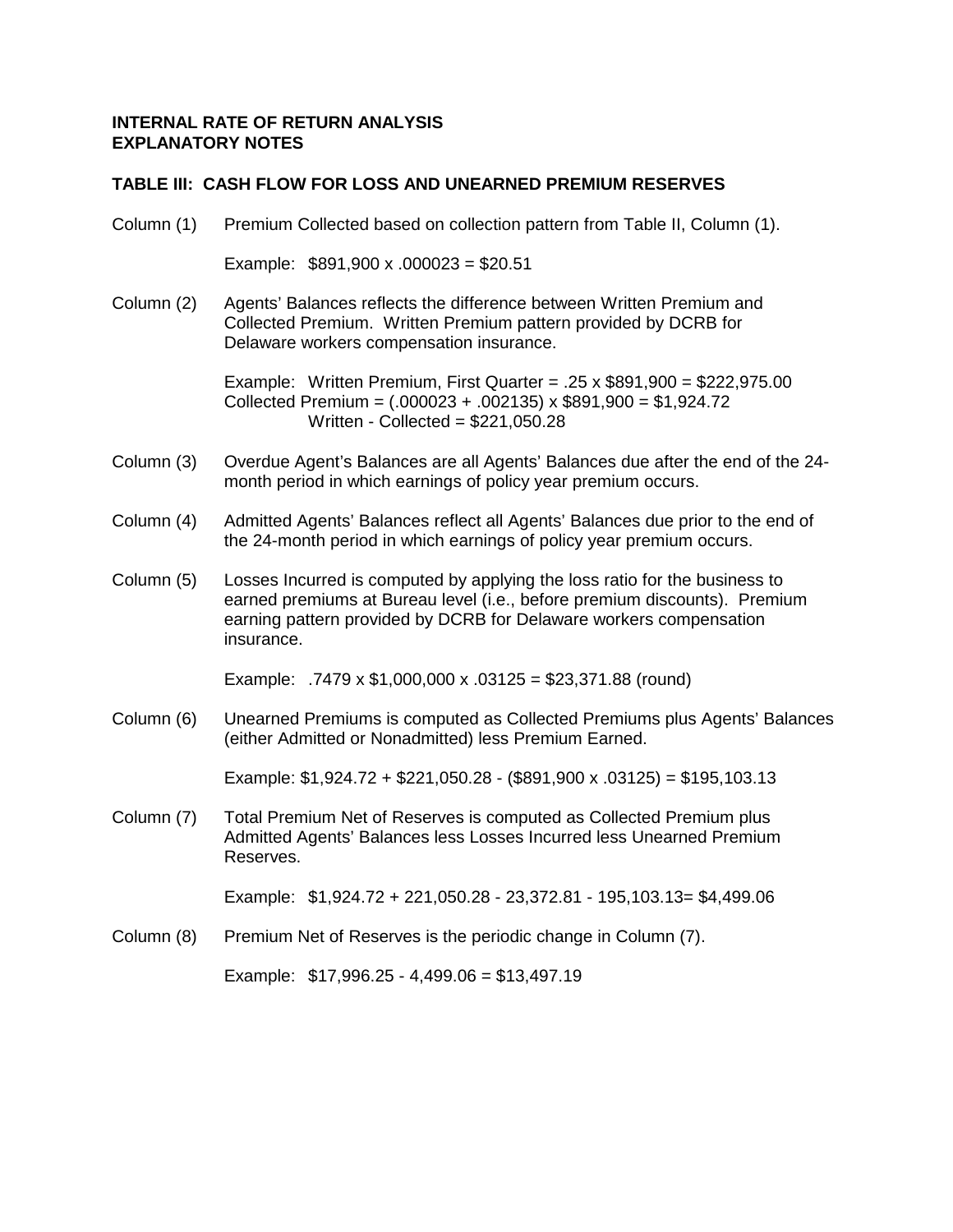**INTERNAL RATE OF RETURN ANALYSIS**
**EXPLANATORY NOTES**

**TABLE III: CASH FLOW FOR LOSS AND UNEARNED PREMIUM RESERVES**

Column (1) Premium Collected based on collection pattern from Table II, Column (1).

Example: $891,900 x .000023 = $20.51

Column (2) Agents' Balances reflects the difference between Written Premium and Collected Premium. Written Premium pattern provided by DCRB for Delaware workers compensation insurance.

Example: Written Premium, First Quarter = .25 x $891,900 = $222,975.00
Collected Premium = (.000023 + .002135) x $891,900 = $1,924.72
Written - Collected = $221,050.28

Column (3) Overdue Agent's Balances are all Agents' Balances due after the end of the 24-month period in which earnings of policy year premium occurs.

Column (4) Admitted Agents' Balances reflect all Agents' Balances due prior to the end of the 24-month period in which earnings of policy year premium occurs.

Column (5) Losses Incurred is computed by applying the loss ratio for the business to earned premiums at Bureau level (i.e., before premium discounts). Premium earning pattern provided by DCRB for Delaware workers compensation insurance.

Example: .7479 x $1,000,000 x .03125 = $23,371.88 (round)

Column (6) Unearned Premiums is computed as Collected Premiums plus Agents' Balances (either Admitted or Nonadmitted) less Premium Earned.

Example: $1,924.72 + $221,050.28 - ($891,900 x .03125) = $195,103.13

Column (7) Total Premium Net of Reserves is computed as Collected Premium plus Admitted Agents' Balances less Losses Incurred less Unearned Premium Reserves.

Example: $1,924.72 + 221,050.28 - 23,372.81 - 195,103.13= $4,499.06

Column (8) Premium Net of Reserves is the periodic change in Column (7).

Example: $17,996.25 - 4,499.06 = $13,497.19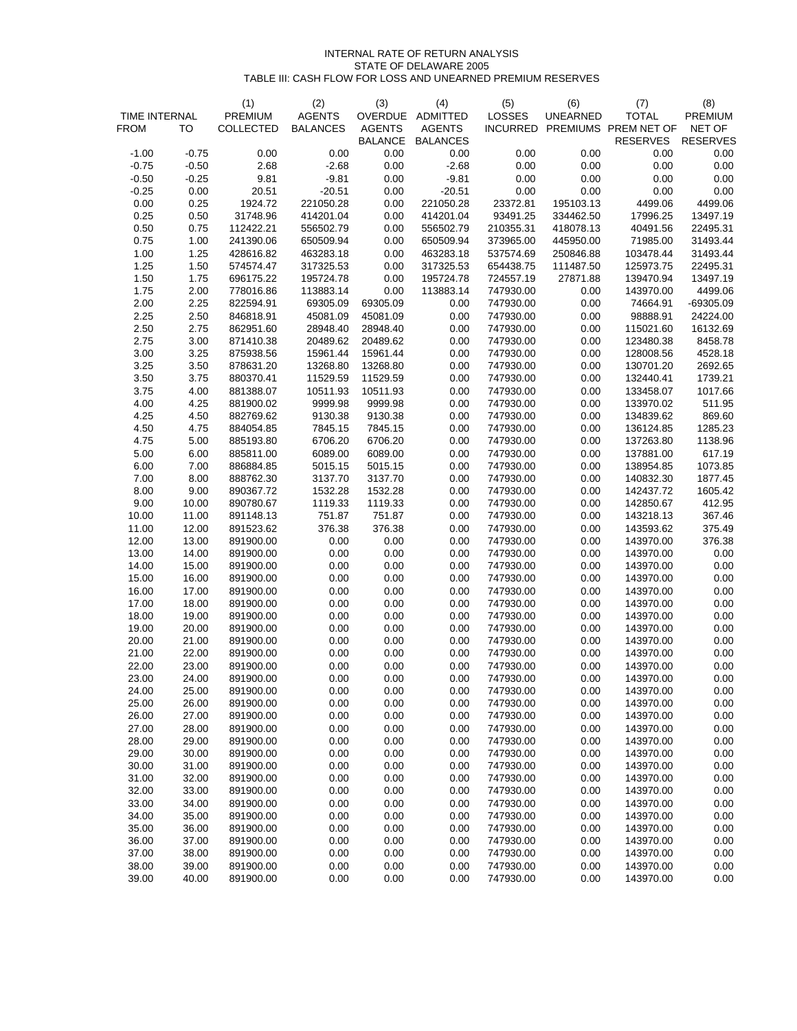INTERNAL RATE OF RETURN ANALYSIS
STATE OF DELAWARE 2005
TABLE III: CASH FLOW FOR LOSS AND UNEARNED PREMIUM RESERVES

| TIME INTERNAL FROM | TO | (1) PREMIUM COLLECTED | (2) AGENTS BALANCES | (3) OVERDUE AGENTS BALANCE | (4) ADMITTED AGENTS BALANCES | (5) LOSSES INCURRED | (6) UNEARNED PREMIUMS | (7) TOTAL PREM NET OF RESERVES | (8) PREMIUM NET OF RESERVES |
|---|---|---|---|---|---|---|---|---|---|
| -1.00 | -0.75 | 0.00 | 0.00 | 0.00 | 0.00 | 0.00 | 0.00 | 0.00 | 0.00 |
| -0.75 | -0.50 | 2.68 | -2.68 | 0.00 | -2.68 | 0.00 | 0.00 | 0.00 | 0.00 |
| -0.50 | -0.25 | 9.81 | -9.81 | 0.00 | -9.81 | 0.00 | 0.00 | 0.00 | 0.00 |
| -0.25 | 0.00 | 20.51 | -20.51 | 0.00 | -20.51 | 0.00 | 0.00 | 0.00 | 0.00 |
| 0.00 | 0.25 | 1924.72 | 221050.28 | 0.00 | 221050.28 | 23372.81 | 195103.13 | 4499.06 | 4499.06 |
| 0.25 | 0.50 | 31748.96 | 414201.04 | 0.00 | 414201.04 | 93491.25 | 334462.50 | 17996.25 | 13497.19 |
| 0.50 | 0.75 | 112422.21 | 556502.79 | 0.00 | 556502.79 | 210355.31 | 418078.13 | 40491.56 | 22495.31 |
| 0.75 | 1.00 | 241390.06 | 650509.94 | 0.00 | 650509.94 | 373965.00 | 445950.00 | 71985.00 | 31493.44 |
| 1.00 | 1.25 | 428616.82 | 463283.18 | 0.00 | 463283.18 | 537574.69 | 250846.88 | 103478.44 | 31493.44 |
| 1.25 | 1.50 | 574574.47 | 317325.53 | 0.00 | 317325.53 | 654438.75 | 111487.50 | 125973.75 | 22495.31 |
| 1.50 | 1.75 | 696175.22 | 195724.78 | 0.00 | 195724.78 | 724557.19 | 27871.88 | 139470.94 | 13497.19 |
| 1.75 | 2.00 | 778016.86 | 113883.14 | 0.00 | 113883.14 | 747930.00 | 0.00 | 143970.00 | 4499.06 |
| 2.00 | 2.25 | 822594.91 | 69305.09 | 69305.09 | 0.00 | 747930.00 | 0.00 | 74664.91 | -69305.09 |
| 2.25 | 2.50 | 846818.91 | 45081.09 | 45081.09 | 0.00 | 747930.00 | 0.00 | 98888.91 | 24224.00 |
| 2.50 | 2.75 | 862951.60 | 28948.40 | 28948.40 | 0.00 | 747930.00 | 0.00 | 115021.60 | 16132.69 |
| 2.75 | 3.00 | 871410.38 | 20489.62 | 20489.62 | 0.00 | 747930.00 | 0.00 | 123480.38 | 8458.78 |
| 3.00 | 3.25 | 875938.56 | 15961.44 | 15961.44 | 0.00 | 747930.00 | 0.00 | 128008.56 | 4528.18 |
| 3.25 | 3.50 | 878631.20 | 13268.80 | 13268.80 | 0.00 | 747930.00 | 0.00 | 130701.20 | 2692.65 |
| 3.50 | 3.75 | 880370.41 | 11529.59 | 11529.59 | 0.00 | 747930.00 | 0.00 | 132440.41 | 1739.21 |
| 3.75 | 4.00 | 881388.07 | 10511.93 | 10511.93 | 0.00 | 747930.00 | 0.00 | 133458.07 | 1017.66 |
| 4.00 | 4.25 | 881900.02 | 9999.98 | 9999.98 | 0.00 | 747930.00 | 0.00 | 133970.02 | 511.95 |
| 4.25 | 4.50 | 882769.62 | 9130.38 | 9130.38 | 0.00 | 747930.00 | 0.00 | 134839.62 | 869.60 |
| 4.50 | 4.75 | 884054.85 | 7845.15 | 7845.15 | 0.00 | 747930.00 | 0.00 | 136124.85 | 1285.23 |
| 4.75 | 5.00 | 885193.80 | 6706.20 | 6706.20 | 0.00 | 747930.00 | 0.00 | 137263.80 | 1138.96 |
| 5.00 | 6.00 | 885811.00 | 6089.00 | 6089.00 | 0.00 | 747930.00 | 0.00 | 137881.00 | 617.19 |
| 6.00 | 7.00 | 886884.85 | 5015.15 | 5015.15 | 0.00 | 747930.00 | 0.00 | 138954.85 | 1073.85 |
| 7.00 | 8.00 | 888762.30 | 3137.70 | 3137.70 | 0.00 | 747930.00 | 0.00 | 140832.30 | 1877.45 |
| 8.00 | 9.00 | 890367.72 | 1532.28 | 1532.28 | 0.00 | 747930.00 | 0.00 | 142437.72 | 1605.42 |
| 9.00 | 10.00 | 890780.67 | 1119.33 | 1119.33 | 0.00 | 747930.00 | 0.00 | 142850.67 | 412.95 |
| 10.00 | 11.00 | 891148.13 | 751.87 | 751.87 | 0.00 | 747930.00 | 0.00 | 143218.13 | 367.46 |
| 11.00 | 12.00 | 891523.62 | 376.38 | 376.38 | 0.00 | 747930.00 | 0.00 | 143593.62 | 375.49 |
| 12.00 | 13.00 | 891900.00 | 0.00 | 0.00 | 0.00 | 747930.00 | 0.00 | 143970.00 | 376.38 |
| 13.00 | 14.00 | 891900.00 | 0.00 | 0.00 | 0.00 | 747930.00 | 0.00 | 143970.00 | 0.00 |
| 14.00 | 15.00 | 891900.00 | 0.00 | 0.00 | 0.00 | 747930.00 | 0.00 | 143970.00 | 0.00 |
| 15.00 | 16.00 | 891900.00 | 0.00 | 0.00 | 0.00 | 747930.00 | 0.00 | 143970.00 | 0.00 |
| 16.00 | 17.00 | 891900.00 | 0.00 | 0.00 | 0.00 | 747930.00 | 0.00 | 143970.00 | 0.00 |
| 17.00 | 18.00 | 891900.00 | 0.00 | 0.00 | 0.00 | 747930.00 | 0.00 | 143970.00 | 0.00 |
| 18.00 | 19.00 | 891900.00 | 0.00 | 0.00 | 0.00 | 747930.00 | 0.00 | 143970.00 | 0.00 |
| 19.00 | 20.00 | 891900.00 | 0.00 | 0.00 | 0.00 | 747930.00 | 0.00 | 143970.00 | 0.00 |
| 20.00 | 21.00 | 891900.00 | 0.00 | 0.00 | 0.00 | 747930.00 | 0.00 | 143970.00 | 0.00 |
| 21.00 | 22.00 | 891900.00 | 0.00 | 0.00 | 0.00 | 747930.00 | 0.00 | 143970.00 | 0.00 |
| 22.00 | 23.00 | 891900.00 | 0.00 | 0.00 | 0.00 | 747930.00 | 0.00 | 143970.00 | 0.00 |
| 23.00 | 24.00 | 891900.00 | 0.00 | 0.00 | 0.00 | 747930.00 | 0.00 | 143970.00 | 0.00 |
| 24.00 | 25.00 | 891900.00 | 0.00 | 0.00 | 0.00 | 747930.00 | 0.00 | 143970.00 | 0.00 |
| 25.00 | 26.00 | 891900.00 | 0.00 | 0.00 | 0.00 | 747930.00 | 0.00 | 143970.00 | 0.00 |
| 26.00 | 27.00 | 891900.00 | 0.00 | 0.00 | 0.00 | 747930.00 | 0.00 | 143970.00 | 0.00 |
| 27.00 | 28.00 | 891900.00 | 0.00 | 0.00 | 0.00 | 747930.00 | 0.00 | 143970.00 | 0.00 |
| 28.00 | 29.00 | 891900.00 | 0.00 | 0.00 | 0.00 | 747930.00 | 0.00 | 143970.00 | 0.00 |
| 29.00 | 30.00 | 891900.00 | 0.00 | 0.00 | 0.00 | 747930.00 | 0.00 | 143970.00 | 0.00 |
| 30.00 | 31.00 | 891900.00 | 0.00 | 0.00 | 0.00 | 747930.00 | 0.00 | 143970.00 | 0.00 |
| 31.00 | 32.00 | 891900.00 | 0.00 | 0.00 | 0.00 | 747930.00 | 0.00 | 143970.00 | 0.00 |
| 32.00 | 33.00 | 891900.00 | 0.00 | 0.00 | 0.00 | 747930.00 | 0.00 | 143970.00 | 0.00 |
| 33.00 | 34.00 | 891900.00 | 0.00 | 0.00 | 0.00 | 747930.00 | 0.00 | 143970.00 | 0.00 |
| 34.00 | 35.00 | 891900.00 | 0.00 | 0.00 | 0.00 | 747930.00 | 0.00 | 143970.00 | 0.00 |
| 35.00 | 36.00 | 891900.00 | 0.00 | 0.00 | 0.00 | 747930.00 | 0.00 | 143970.00 | 0.00 |
| 36.00 | 37.00 | 891900.00 | 0.00 | 0.00 | 0.00 | 747930.00 | 0.00 | 143970.00 | 0.00 |
| 37.00 | 38.00 | 891900.00 | 0.00 | 0.00 | 0.00 | 747930.00 | 0.00 | 143970.00 | 0.00 |
| 38.00 | 39.00 | 891900.00 | 0.00 | 0.00 | 0.00 | 747930.00 | 0.00 | 143970.00 | 0.00 |
| 39.00 | 40.00 | 891900.00 | 0.00 | 0.00 | 0.00 | 747930.00 | 0.00 | 143970.00 | 0.00 |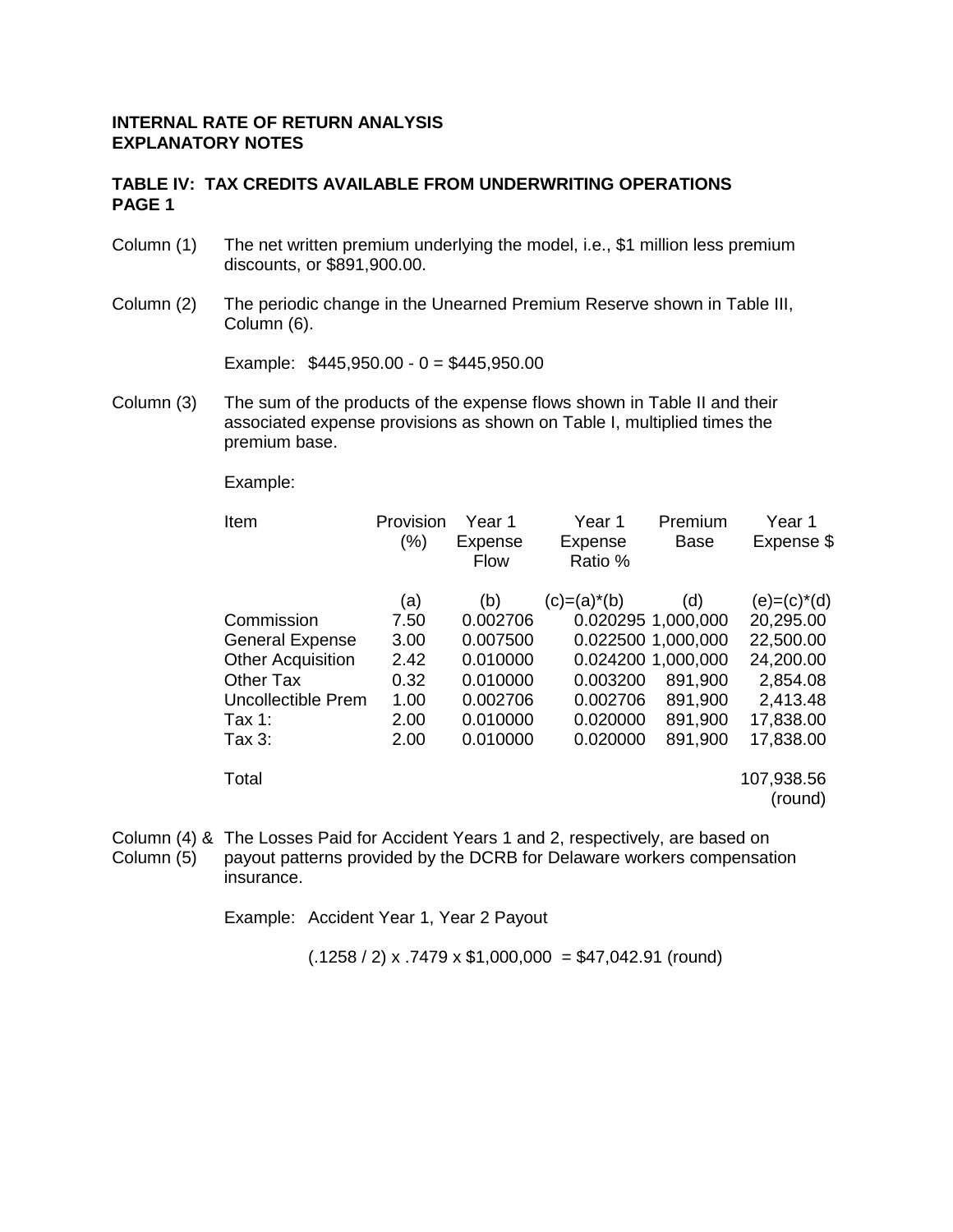**INTERNAL RATE OF RETURN ANALYSIS**
**EXPLANATORY NOTES**

**TABLE IV: TAX CREDITS AVAILABLE FROM UNDERWRITING OPERATIONS**
**PAGE 1**

Column (1) The net written premium underlying the model, i.e., \$1 million less premium discounts, or \$891,900.00.

Column (2) The periodic change in the Unearned Premium Reserve shown in Table III, Column (6).

Example: \$445,950.00 - 0 = \$445,950.00

Column (3) The sum of the products of the expense flows shown in Table II and their associated expense provisions as shown on Table I, multiplied times the premium base.

Example:

| Item | Provision (%) | Year 1 Expense Flow | Year 1 Expense Ratio % | Premium Base | Year 1 Expense \$ |
|---|---|---|---|---|---|
| | (a) | (b) | (c)=(a)*(b) | (d) | (e)=(c)*(d) |
| Commission | 7.50 | 0.002706 | 0.020295 | 1,000,000 | 20,295.00 |
| General Expense | 3.00 | 0.007500 | 0.022500 | 1,000,000 | 22,500.00 |
| Other Acquisition | 2.42 | 0.010000 | 0.024200 | 1,000,000 | 24,200.00 |
| Other Tax | 0.32 | 0.010000 | 0.003200 | 891,900 | 2,854.08 |
| Uncollectible Prem | 1.00 | 0.002706 | 0.002706 | 891,900 | 2,413.48 |
| Tax 1: | 2.00 | 0.010000 | 0.020000 | 891,900 | 17,838.00 |
| Tax 3: | 2.00 | 0.010000 | 0.020000 | 891,900 | 17,838.00 |
| Total | | | | | 107,938.56 (round) |

Column (4) & Column (5) The Losses Paid for Accident Years 1 and 2, respectively, are based on payout patterns provided by the DCRB for Delaware workers compensation insurance.

Example: Accident Year 1, Year 2 Payout

(.1258 / 2) x .7479 x \$1,000,000 = \$47,042.91 (round)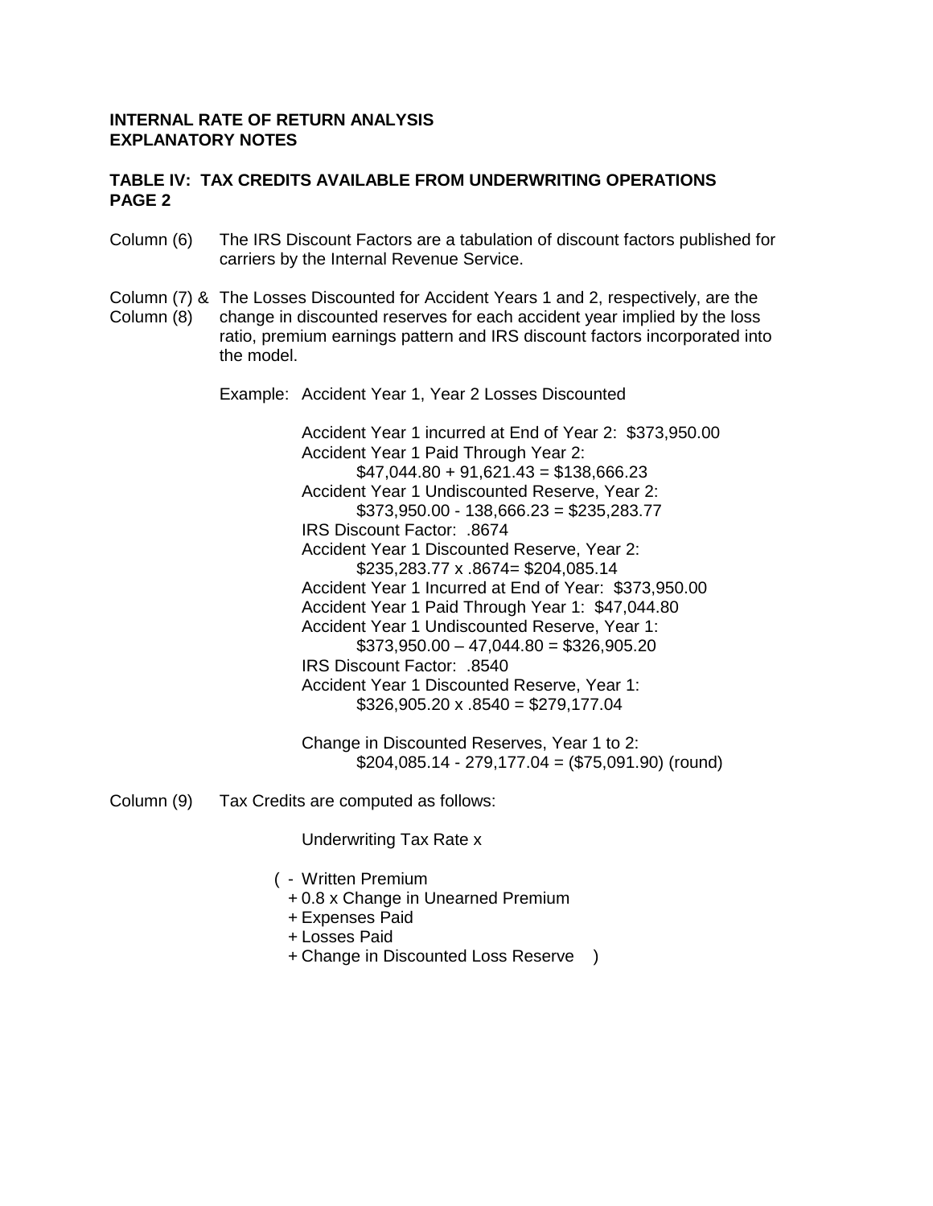**INTERNAL RATE OF RETURN ANALYSIS**
**EXPLANATORY NOTES**

**TABLE IV: TAX CREDITS AVAILABLE FROM UNDERWRITING OPERATIONS**
**PAGE 2**

Column (6) The IRS Discount Factors are a tabulation of discount factors published for carriers by the Internal Revenue Service.

Column (7) & Column (8) The Losses Discounted for Accident Years 1 and 2, respectively, are the change in discounted reserves for each accident year implied by the loss ratio, premium earnings pattern and IRS discount factors incorporated into the model.

Example: Accident Year 1, Year 2 Losses Discounted

Accident Year 1 incurred at End of Year 2: $373,950.00
Accident Year 1 Paid Through Year 2:
    $47,044.80 + 91,621.43 = $138,666.23
Accident Year 1 Undiscounted Reserve, Year 2:
    $373,950.00 - 138,666.23 = $235,283.77
IRS Discount Factor: .8674
Accident Year 1 Discounted Reserve, Year 2:
    $235,283.77 x .8674= $204,085.14
Accident Year 1 Incurred at End of Year: $373,950.00
Accident Year 1 Paid Through Year 1: $47,044.80
Accident Year 1 Undiscounted Reserve, Year 1:
    $373,950.00 – 47,044.80 = $326,905.20
IRS Discount Factor: .8540
Accident Year 1 Discounted Reserve, Year 1:
    $326,905.20 x .8540 = $279,177.04

Change in Discounted Reserves, Year 1 to 2:
    $204,085.14 - 279,177.04 = ($75,091.90) (round)

Column (9) Tax Credits are computed as follows:

Underwriting Tax Rate x

( - Written Premium
+ 0.8 x Change in Unearned Premium
+ Expenses Paid
+ Losses Paid
+ Change in Discounted Loss Reserve )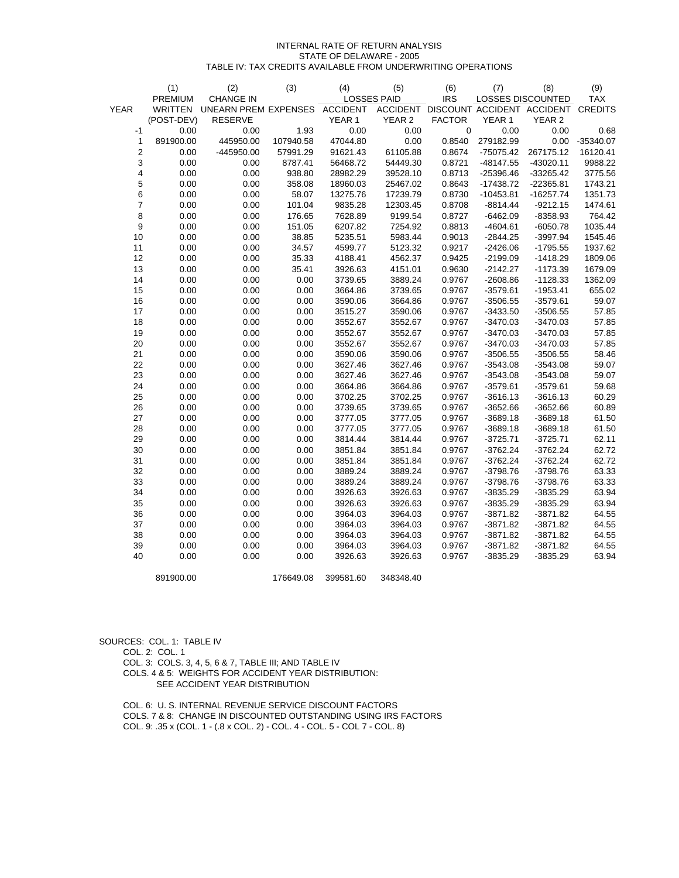INTERNAL RATE OF RETURN ANALYSIS
STATE OF DELAWARE - 2005
TABLE IV: TAX CREDITS AVAILABLE FROM UNDERWRITING OPERATIONS

| | (1) | (2) | (3) | (4) | (5) | (6) | (7) | (8) | (9) |
|---|---|---|---|---|---|---|---|---|---|
| | PREMIUM | CHANGE IN | | LOSSES PAID | | IRS | LOSSES DISCOUNTED | | TAX |
| YEAR | WRITTEN (POST-DEV) | UNEARN PREM RESERVE | EXPENSES | ACCIDENT YEAR 1 | ACCIDENT YEAR 2 | DISCOUNT FACTOR | ACCIDENT YEAR 1 | ACCIDENT YEAR 2 | CREDITS |
| -1 | 0.00 | 0.00 | 1.93 | 0.00 | 0.00 | 0 | 0.00 | 0.00 | 0.68 |
| 1 | 891900.00 | 445950.00 | 107940.58 | 47044.80 | 0.00 | 0.8540 | 279182.99 | 0.00 | -35340.07 |
| 2 | 0.00 | -445950.00 | 57991.29 | 91621.43 | 61105.88 | 0.8674 | -75075.42 | 267175.12 | 16120.41 |
| 3 | 0.00 | 0.00 | 8787.41 | 56468.72 | 54449.30 | 0.8721 | -48147.55 | -43020.11 | 9988.22 |
| 4 | 0.00 | 0.00 | 938.80 | 28982.29 | 39528.10 | 0.8713 | -25396.46 | -33265.42 | 3775.56 |
| 5 | 0.00 | 0.00 | 358.08 | 18960.03 | 25467.02 | 0.8643 | -17438.72 | -22365.81 | 1743.21 |
| 6 | 0.00 | 0.00 | 58.07 | 13275.76 | 17239.79 | 0.8730 | -10453.81 | -16257.74 | 1351.73 |
| 7 | 0.00 | 0.00 | 101.04 | 9835.28 | 12303.45 | 0.8708 | -8814.44 | -9212.15 | 1474.61 |
| 8 | 0.00 | 0.00 | 176.65 | 7628.89 | 9199.54 | 0.8727 | -6462.09 | -8358.93 | 764.42 |
| 9 | 0.00 | 0.00 | 151.05 | 6207.82 | 7254.92 | 0.8813 | -4604.61 | -6050.78 | 1035.44 |
| 10 | 0.00 | 0.00 | 38.85 | 5235.51 | 5983.44 | 0.9013 | -2844.25 | -3997.94 | 1545.46 |
| 11 | 0.00 | 0.00 | 34.57 | 4599.77 | 5123.32 | 0.9217 | -2426.06 | -1795.55 | 1937.62 |
| 12 | 0.00 | 0.00 | 35.33 | 4188.41 | 4562.37 | 0.9425 | -2199.09 | -1418.29 | 1809.06 |
| 13 | 0.00 | 0.00 | 35.41 | 3926.63 | 4151.01 | 0.9630 | -2142.27 | -1173.39 | 1679.09 |
| 14 | 0.00 | 0.00 | 0.00 | 3739.65 | 3889.24 | 0.9767 | -2608.86 | -1128.33 | 1362.09 |
| 15 | 0.00 | 0.00 | 0.00 | 3664.86 | 3739.65 | 0.9767 | -3579.61 | -1953.41 | 655.02 |
| 16 | 0.00 | 0.00 | 0.00 | 3590.06 | 3664.86 | 0.9767 | -3506.55 | -3579.61 | 59.07 |
| 17 | 0.00 | 0.00 | 0.00 | 3515.27 | 3590.06 | 0.9767 | -3433.50 | -3506.55 | 57.85 |
| 18 | 0.00 | 0.00 | 0.00 | 3552.67 | 3552.67 | 0.9767 | -3470.03 | -3470.03 | 57.85 |
| 19 | 0.00 | 0.00 | 0.00 | 3552.67 | 3552.67 | 0.9767 | -3470.03 | -3470.03 | 57.85 |
| 20 | 0.00 | 0.00 | 0.00 | 3552.67 | 3552.67 | 0.9767 | -3470.03 | -3470.03 | 57.85 |
| 21 | 0.00 | 0.00 | 0.00 | 3590.06 | 3590.06 | 0.9767 | -3506.55 | -3506.55 | 58.46 |
| 22 | 0.00 | 0.00 | 0.00 | 3627.46 | 3627.46 | 0.9767 | -3543.08 | -3543.08 | 59.07 |
| 23 | 0.00 | 0.00 | 0.00 | 3627.46 | 3627.46 | 0.9767 | -3543.08 | -3543.08 | 59.07 |
| 24 | 0.00 | 0.00 | 0.00 | 3664.86 | 3664.86 | 0.9767 | -3579.61 | -3579.61 | 59.68 |
| 25 | 0.00 | 0.00 | 0.00 | 3702.25 | 3702.25 | 0.9767 | -3616.13 | -3616.13 | 60.29 |
| 26 | 0.00 | 0.00 | 0.00 | 3739.65 | 3739.65 | 0.9767 | -3652.66 | -3652.66 | 60.89 |
| 27 | 0.00 | 0.00 | 0.00 | 3777.05 | 3777.05 | 0.9767 | -3689.18 | -3689.18 | 61.50 |
| 28 | 0.00 | 0.00 | 0.00 | 3777.05 | 3777.05 | 0.9767 | -3689.18 | -3689.18 | 61.50 |
| 29 | 0.00 | 0.00 | 0.00 | 3814.44 | 3814.44 | 0.9767 | -3725.71 | -3725.71 | 62.11 |
| 30 | 0.00 | 0.00 | 0.00 | 3851.84 | 3851.84 | 0.9767 | -3762.24 | -3762.24 | 62.72 |
| 31 | 0.00 | 0.00 | 0.00 | 3851.84 | 3851.84 | 0.9767 | -3762.24 | -3762.24 | 62.72 |
| 32 | 0.00 | 0.00 | 0.00 | 3889.24 | 3889.24 | 0.9767 | -3798.76 | -3798.76 | 63.33 |
| 33 | 0.00 | 0.00 | 0.00 | 3889.24 | 3889.24 | 0.9767 | -3798.76 | -3798.76 | 63.33 |
| 34 | 0.00 | 0.00 | 0.00 | 3926.63 | 3926.63 | 0.9767 | -3835.29 | -3835.29 | 63.94 |
| 35 | 0.00 | 0.00 | 0.00 | 3926.63 | 3926.63 | 0.9767 | -3835.29 | -3835.29 | 63.94 |
| 36 | 0.00 | 0.00 | 0.00 | 3964.03 | 3964.03 | 0.9767 | -3871.82 | -3871.82 | 64.55 |
| 37 | 0.00 | 0.00 | 0.00 | 3964.03 | 3964.03 | 0.9767 | -3871.82 | -3871.82 | 64.55 |
| 38 | 0.00 | 0.00 | 0.00 | 3964.03 | 3964.03 | 0.9767 | -3871.82 | -3871.82 | 64.55 |
| 39 | 0.00 | 0.00 | 0.00 | 3964.03 | 3964.03 | 0.9767 | -3871.82 | -3871.82 | 64.55 |
| 40 | 0.00 | 0.00 | 0.00 | 3926.63 | 3926.63 | 0.9767 | -3835.29 | -3835.29 | 63.94 |
| | 891900.00 | | 176649.08 | 399581.60 | 348348.40 | | | | |

SOURCES: COL. 1: TABLE IV
COL. 2: COL. 1
COL. 3: COLS. 3, 4, 5, 6 & 7, TABLE III; AND TABLE IV
COLS. 4 & 5: WEIGHTS FOR ACCIDENT YEAR DISTRIBUTION:
SEE ACCIDENT YEAR DISTRIBUTION

COL. 6: U. S. INTERNAL REVENUE SERVICE DISCOUNT FACTORS
COLS. 7 & 8: CHANGE IN DISCOUNTED OUTSTANDING USING IRS FACTORS
COL. 9: .35 x (COL. 1 - (.8 x COL. 2) - COL. 4 - COL. 5 - COL 7 - COL. 8)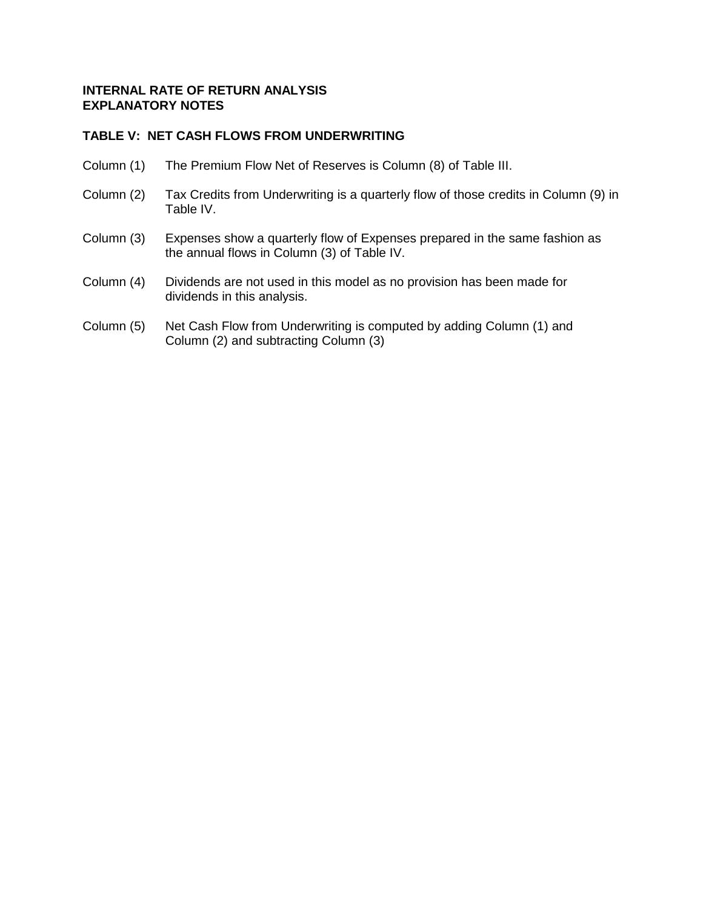**INTERNAL RATE OF RETURN ANALYSIS**
**EXPLANATORY NOTES**

**TABLE V: NET CASH FLOWS FROM UNDERWRITING**

Column (1) The Premium Flow Net of Reserves is Column (8) of Table III.

Column (2) Tax Credits from Underwriting is a quarterly flow of those credits in Column (9) in Table IV.

Column (3) Expenses show a quarterly flow of Expenses prepared in the same fashion as the annual flows in Column (3) of Table IV.

Column (4) Dividends are not used in this model as no provision has been made for dividends in this analysis.

Column (5) Net Cash Flow from Underwriting is computed by adding Column (1) and Column (2) and subtracting Column (3)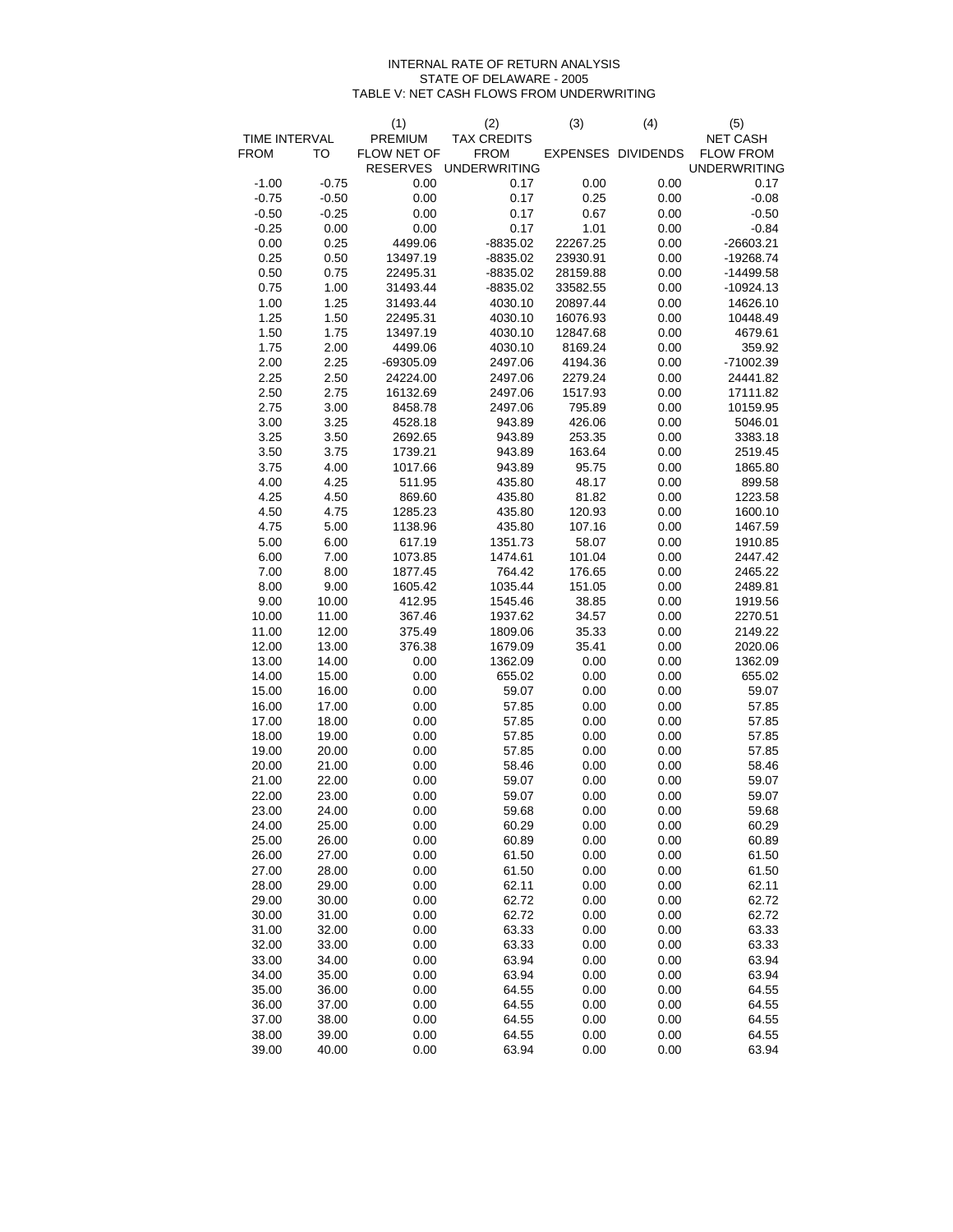INTERNAL RATE OF RETURN ANALYSIS
STATE OF DELAWARE - 2005
TABLE V: NET CASH FLOWS FROM UNDERWRITING

| TIME INTERVAL | | (1) | (2) | (3) | (4) | (5) |
|---|---|---|---|---|---|---|
| FROM | TO | PREMIUM FLOW NET OF RESERVES | TAX CREDITS FROM UNDERWRITING | EXPENSES | DIVIDENDS | NET CASH FLOW FROM UNDERWRITING |
| -1.00 | -0.75 | 0.00 | 0.17 | 0.00 | 0.00 | 0.17 |
| -0.75 | -0.50 | 0.00 | 0.17 | 0.25 | 0.00 | -0.08 |
| -0.50 | -0.25 | 0.00 | 0.17 | 0.67 | 0.00 | -0.50 |
| -0.25 | 0.00 | 0.00 | 0.17 | 1.01 | 0.00 | -0.84 |
| 0.00 | 0.25 | 4499.06 | -8835.02 | 22267.25 | 0.00 | -26603.21 |
| 0.25 | 0.50 | 13497.19 | -8835.02 | 23930.91 | 0.00 | -19268.74 |
| 0.50 | 0.75 | 22495.31 | -8835.02 | 28159.88 | 0.00 | -14499.58 |
| 0.75 | 1.00 | 31493.44 | -8835.02 | 33582.55 | 0.00 | -10924.13 |
| 1.00 | 1.25 | 31493.44 | 4030.10 | 20897.44 | 0.00 | 14626.10 |
| 1.25 | 1.50 | 22495.31 | 4030.10 | 16076.93 | 0.00 | 10448.49 |
| 1.50 | 1.75 | 13497.19 | 4030.10 | 12847.68 | 0.00 | 4679.61 |
| 1.75 | 2.00 | 4499.06 | 4030.10 | 8169.24 | 0.00 | 359.92 |
| 2.00 | 2.25 | -69305.09 | 2497.06 | 4194.36 | 0.00 | -71002.39 |
| 2.25 | 2.50 | 24224.00 | 2497.06 | 2279.24 | 0.00 | 24441.82 |
| 2.50 | 2.75 | 16132.69 | 2497.06 | 1517.93 | 0.00 | 17111.82 |
| 2.75 | 3.00 | 8458.78 | 2497.06 | 795.89 | 0.00 | 10159.95 |
| 3.00 | 3.25 | 4528.18 | 943.89 | 426.06 | 0.00 | 5046.01 |
| 3.25 | 3.50 | 2692.65 | 943.89 | 253.35 | 0.00 | 3383.18 |
| 3.50 | 3.75 | 1739.21 | 943.89 | 163.64 | 0.00 | 2519.45 |
| 3.75 | 4.00 | 1017.66 | 943.89 | 95.75 | 0.00 | 1865.80 |
| 4.00 | 4.25 | 511.95 | 435.80 | 48.17 | 0.00 | 899.58 |
| 4.25 | 4.50 | 869.60 | 435.80 | 81.82 | 0.00 | 1223.58 |
| 4.50 | 4.75 | 1285.23 | 435.80 | 120.93 | 0.00 | 1600.10 |
| 4.75 | 5.00 | 1138.96 | 435.80 | 107.16 | 0.00 | 1467.59 |
| 5.00 | 6.00 | 617.19 | 1351.73 | 58.07 | 0.00 | 1910.85 |
| 6.00 | 7.00 | 1073.85 | 1474.61 | 101.04 | 0.00 | 2447.42 |
| 7.00 | 8.00 | 1877.45 | 764.42 | 176.65 | 0.00 | 2465.22 |
| 8.00 | 9.00 | 1605.42 | 1035.44 | 151.05 | 0.00 | 2489.81 |
| 9.00 | 10.00 | 412.95 | 1545.46 | 38.85 | 0.00 | 1919.56 |
| 10.00 | 11.00 | 367.46 | 1937.62 | 34.57 | 0.00 | 2270.51 |
| 11.00 | 12.00 | 375.49 | 1809.06 | 35.33 | 0.00 | 2149.22 |
| 12.00 | 13.00 | 376.38 | 1679.09 | 35.41 | 0.00 | 2020.06 |
| 13.00 | 14.00 | 0.00 | 1362.09 | 0.00 | 0.00 | 1362.09 |
| 14.00 | 15.00 | 0.00 | 655.02 | 0.00 | 0.00 | 655.02 |
| 15.00 | 16.00 | 0.00 | 59.07 | 0.00 | 0.00 | 59.07 |
| 16.00 | 17.00 | 0.00 | 57.85 | 0.00 | 0.00 | 57.85 |
| 17.00 | 18.00 | 0.00 | 57.85 | 0.00 | 0.00 | 57.85 |
| 18.00 | 19.00 | 0.00 | 57.85 | 0.00 | 0.00 | 57.85 |
| 19.00 | 20.00 | 0.00 | 57.85 | 0.00 | 0.00 | 57.85 |
| 20.00 | 21.00 | 0.00 | 58.46 | 0.00 | 0.00 | 58.46 |
| 21.00 | 22.00 | 0.00 | 59.07 | 0.00 | 0.00 | 59.07 |
| 22.00 | 23.00 | 0.00 | 59.07 | 0.00 | 0.00 | 59.07 |
| 23.00 | 24.00 | 0.00 | 59.68 | 0.00 | 0.00 | 59.68 |
| 24.00 | 25.00 | 0.00 | 60.29 | 0.00 | 0.00 | 60.29 |
| 25.00 | 26.00 | 0.00 | 60.89 | 0.00 | 0.00 | 60.89 |
| 26.00 | 27.00 | 0.00 | 61.50 | 0.00 | 0.00 | 61.50 |
| 27.00 | 28.00 | 0.00 | 61.50 | 0.00 | 0.00 | 61.50 |
| 28.00 | 29.00 | 0.00 | 62.11 | 0.00 | 0.00 | 62.11 |
| 29.00 | 30.00 | 0.00 | 62.72 | 0.00 | 0.00 | 62.72 |
| 30.00 | 31.00 | 0.00 | 62.72 | 0.00 | 0.00 | 62.72 |
| 31.00 | 32.00 | 0.00 | 63.33 | 0.00 | 0.00 | 63.33 |
| 32.00 | 33.00 | 0.00 | 63.33 | 0.00 | 0.00 | 63.33 |
| 33.00 | 34.00 | 0.00 | 63.94 | 0.00 | 0.00 | 63.94 |
| 34.00 | 35.00 | 0.00 | 63.94 | 0.00 | 0.00 | 63.94 |
| 35.00 | 36.00 | 0.00 | 64.55 | 0.00 | 0.00 | 64.55 |
| 36.00 | 37.00 | 0.00 | 64.55 | 0.00 | 0.00 | 64.55 |
| 37.00 | 38.00 | 0.00 | 64.55 | 0.00 | 0.00 | 64.55 |
| 38.00 | 39.00 | 0.00 | 64.55 | 0.00 | 0.00 | 64.55 |
| 39.00 | 40.00 | 0.00 | 63.94 | 0.00 | 0.00 | 63.94 |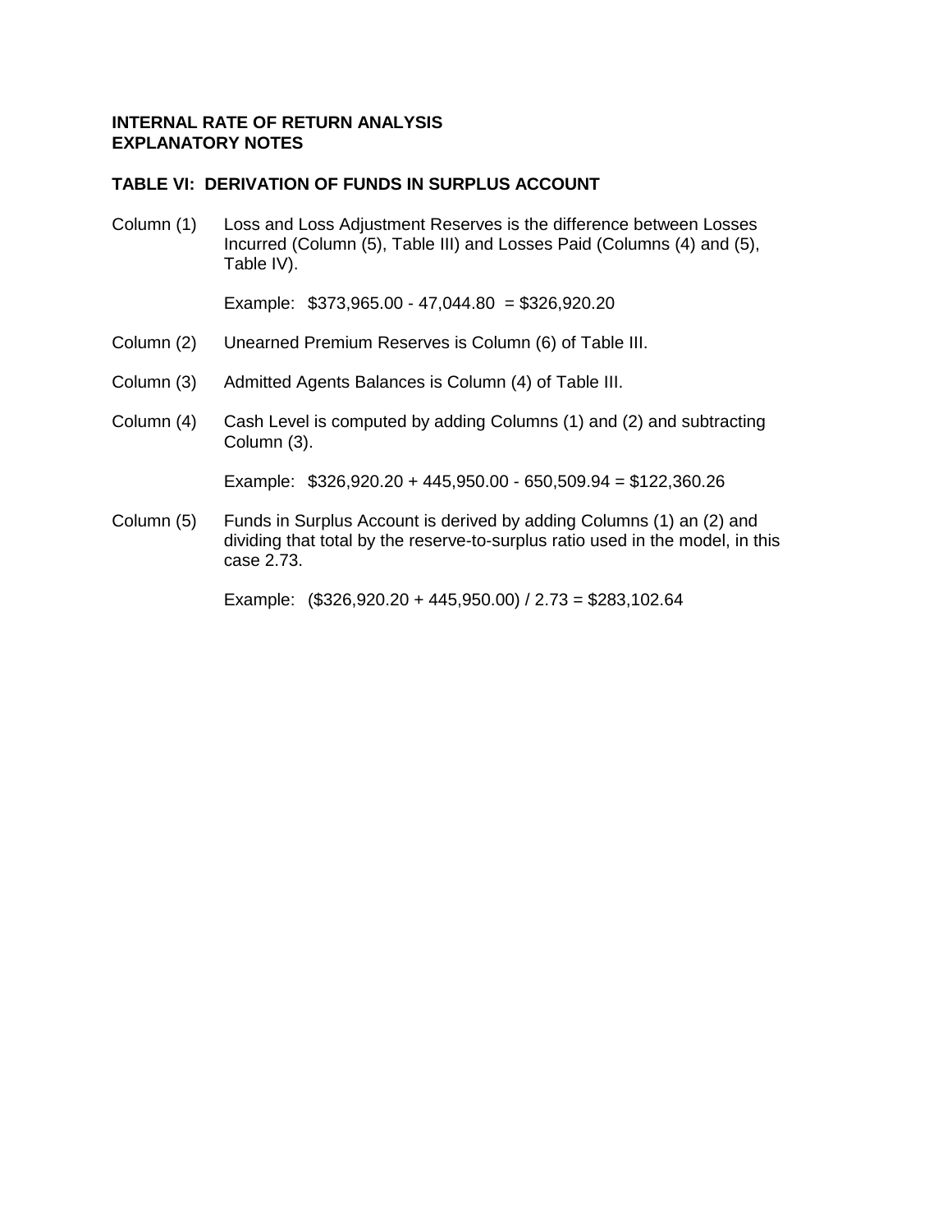**INTERNAL RATE OF RETURN ANALYSIS**
**EXPLANATORY NOTES**

**TABLE VI: DERIVATION OF FUNDS IN SURPLUS ACCOUNT**

Column (1) Loss and Loss Adjustment Reserves is the difference between Losses Incurred (Column (5), Table III) and Losses Paid (Columns (4) and (5), Table IV).

Example: $373,965.00 - 47,044.80 = $326,920.20

Column (2) Unearned Premium Reserves is Column (6) of Table III.

Column (3) Admitted Agents Balances is Column (4) of Table III.

Column (4) Cash Level is computed by adding Columns (1) and (2) and subtracting Column (3).

Example: $326,920.20 + 445,950.00 - 650,509.94 = $122,360.26

Column (5) Funds in Surplus Account is derived by adding Columns (1) an (2) and dividing that total by the reserve-to-surplus ratio used in the model, in this case 2.73.

Example: ($326,920.20 + 445,950.00) / 2.73 = $283,102.64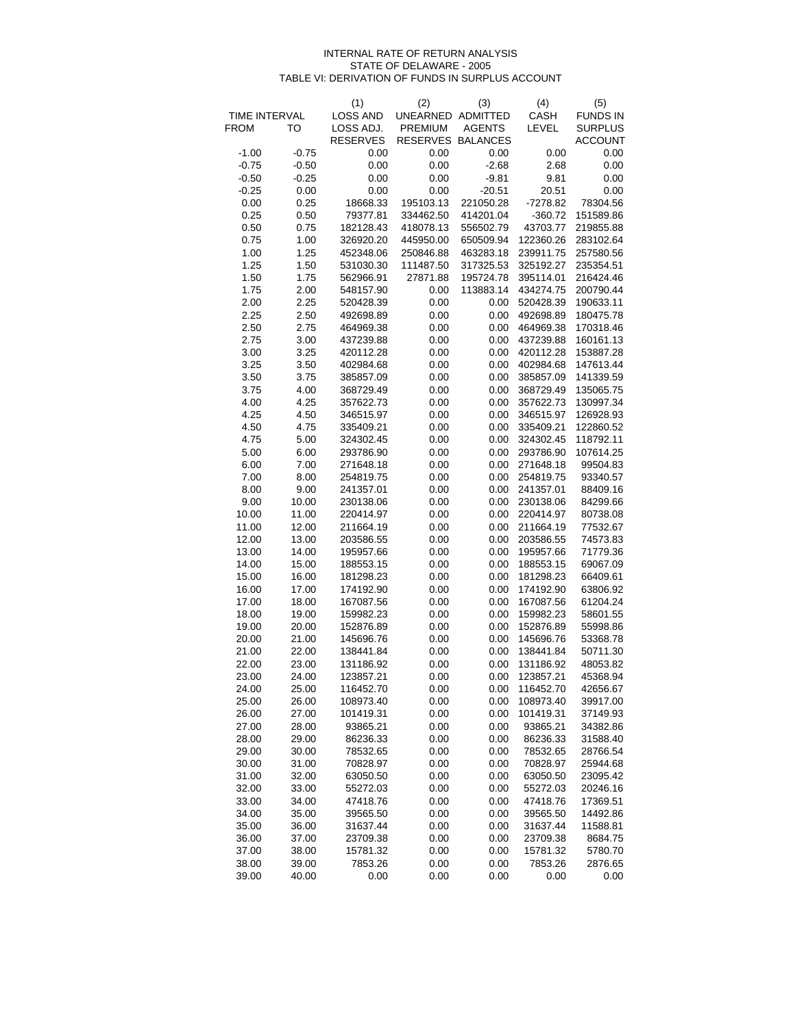INTERNAL RATE OF RETURN ANALYSIS
STATE OF DELAWARE - 2005
TABLE VI: DERIVATION OF FUNDS IN SURPLUS ACCOUNT

| TIME INTERVAL FROM | TO | (1) LOSS AND LOSS ADJ. RESERVES | (2) UNEARNED PREMIUM RESERVES | (3) ADMITTED AGENTS BALANCES | (4) CASH LEVEL | (5) FUNDS IN SURPLUS ACCOUNT |
|---|---|---|---|---|---|---|
| -1.00 | -0.75 | 0.00 | 0.00 | 0.00 | 0.00 | 0.00 |
| -0.75 | -0.50 | 0.00 | 0.00 | -2.68 | 2.68 | 0.00 |
| -0.50 | -0.25 | 0.00 | 0.00 | -9.81 | 9.81 | 0.00 |
| -0.25 | 0.00 | 0.00 | 0.00 | -20.51 | 20.51 | 0.00 |
| 0.00 | 0.25 | 18668.33 | 195103.13 | 221050.28 | -7278.82 | 78304.56 |
| 0.25 | 0.50 | 79377.81 | 334462.50 | 414201.04 | -360.72 | 151589.86 |
| 0.50 | 0.75 | 182128.43 | 418078.13 | 556502.79 | 43703.77 | 219855.88 |
| 0.75 | 1.00 | 326920.20 | 445950.00 | 650509.94 | 122360.26 | 283102.64 |
| 1.00 | 1.25 | 452348.06 | 250846.88 | 463283.18 | 239911.75 | 257580.56 |
| 1.25 | 1.50 | 531030.30 | 111487.50 | 317325.53 | 325192.27 | 235354.51 |
| 1.50 | 1.75 | 562966.91 | 27871.88 | 195724.78 | 395114.01 | 216424.46 |
| 1.75 | 2.00 | 548157.90 | 0.00 | 113883.14 | 434274.75 | 200790.44 |
| 2.00 | 2.25 | 520428.39 | 0.00 | 0.00 | 520428.39 | 190633.11 |
| 2.25 | 2.50 | 492698.89 | 0.00 | 0.00 | 492698.89 | 180475.78 |
| 2.50 | 2.75 | 464969.38 | 0.00 | 0.00 | 464969.38 | 170318.46 |
| 2.75 | 3.00 | 437239.88 | 0.00 | 0.00 | 437239.88 | 160161.13 |
| 3.00 | 3.25 | 420112.28 | 0.00 | 0.00 | 420112.28 | 153887.28 |
| 3.25 | 3.50 | 402984.68 | 0.00 | 0.00 | 402984.68 | 147613.44 |
| 3.50 | 3.75 | 385857.09 | 0.00 | 0.00 | 385857.09 | 141339.59 |
| 3.75 | 4.00 | 368729.49 | 0.00 | 0.00 | 368729.49 | 135065.75 |
| 4.00 | 4.25 | 357622.73 | 0.00 | 0.00 | 357622.73 | 130997.34 |
| 4.25 | 4.50 | 346515.97 | 0.00 | 0.00 | 346515.97 | 126928.93 |
| 4.50 | 4.75 | 335409.21 | 0.00 | 0.00 | 335409.21 | 122860.52 |
| 4.75 | 5.00 | 324302.45 | 0.00 | 0.00 | 324302.45 | 118792.11 |
| 5.00 | 6.00 | 293786.90 | 0.00 | 0.00 | 293786.90 | 107614.25 |
| 6.00 | 7.00 | 271648.18 | 0.00 | 0.00 | 271648.18 | 99504.83 |
| 7.00 | 8.00 | 254819.75 | 0.00 | 0.00 | 254819.75 | 93340.57 |
| 8.00 | 9.00 | 241357.01 | 0.00 | 0.00 | 241357.01 | 88409.16 |
| 9.00 | 10.00 | 230138.06 | 0.00 | 0.00 | 230138.06 | 84299.66 |
| 10.00 | 11.00 | 220414.97 | 0.00 | 0.00 | 220414.97 | 80738.08 |
| 11.00 | 12.00 | 211664.19 | 0.00 | 0.00 | 211664.19 | 77532.67 |
| 12.00 | 13.00 | 203586.55 | 0.00 | 0.00 | 203586.55 | 74573.83 |
| 13.00 | 14.00 | 195957.66 | 0.00 | 0.00 | 195957.66 | 71779.36 |
| 14.00 | 15.00 | 188553.15 | 0.00 | 0.00 | 188553.15 | 69067.09 |
| 15.00 | 16.00 | 181298.23 | 0.00 | 0.00 | 181298.23 | 66409.61 |
| 16.00 | 17.00 | 174192.90 | 0.00 | 0.00 | 174192.90 | 63806.92 |
| 17.00 | 18.00 | 167087.56 | 0.00 | 0.00 | 167087.56 | 61204.24 |
| 18.00 | 19.00 | 159982.23 | 0.00 | 0.00 | 159982.23 | 58601.55 |
| 19.00 | 20.00 | 152876.89 | 0.00 | 0.00 | 152876.89 | 55998.86 |
| 20.00 | 21.00 | 145696.76 | 0.00 | 0.00 | 145696.76 | 53368.78 |
| 21.00 | 22.00 | 138441.84 | 0.00 | 0.00 | 138441.84 | 50711.30 |
| 22.00 | 23.00 | 131186.92 | 0.00 | 0.00 | 131186.92 | 48053.82 |
| 23.00 | 24.00 | 123857.21 | 0.00 | 0.00 | 123857.21 | 45368.94 |
| 24.00 | 25.00 | 116452.70 | 0.00 | 0.00 | 116452.70 | 42656.67 |
| 25.00 | 26.00 | 108973.40 | 0.00 | 0.00 | 108973.40 | 39917.00 |
| 26.00 | 27.00 | 101419.31 | 0.00 | 0.00 | 101419.31 | 37149.93 |
| 27.00 | 28.00 | 93865.21 | 0.00 | 0.00 | 93865.21 | 34382.86 |
| 28.00 | 29.00 | 86236.33 | 0.00 | 0.00 | 86236.33 | 31588.40 |
| 29.00 | 30.00 | 78532.65 | 0.00 | 0.00 | 78532.65 | 28766.54 |
| 30.00 | 31.00 | 70828.97 | 0.00 | 0.00 | 70828.97 | 25944.68 |
| 31.00 | 32.00 | 63050.50 | 0.00 | 0.00 | 63050.50 | 23095.42 |
| 32.00 | 33.00 | 55272.03 | 0.00 | 0.00 | 55272.03 | 20246.16 |
| 33.00 | 34.00 | 47418.76 | 0.00 | 0.00 | 47418.76 | 17369.51 |
| 34.00 | 35.00 | 39565.50 | 0.00 | 0.00 | 39565.50 | 14492.86 |
| 35.00 | 36.00 | 31637.44 | 0.00 | 0.00 | 31637.44 | 11588.81 |
| 36.00 | 37.00 | 23709.38 | 0.00 | 0.00 | 23709.38 | 8684.75 |
| 37.00 | 38.00 | 15781.32 | 0.00 | 0.00 | 15781.32 | 5780.70 |
| 38.00 | 39.00 | 7853.26 | 0.00 | 0.00 | 7853.26 | 2876.65 |
| 39.00 | 40.00 | 0.00 | 0.00 | 0.00 | 0.00 | 0.00 |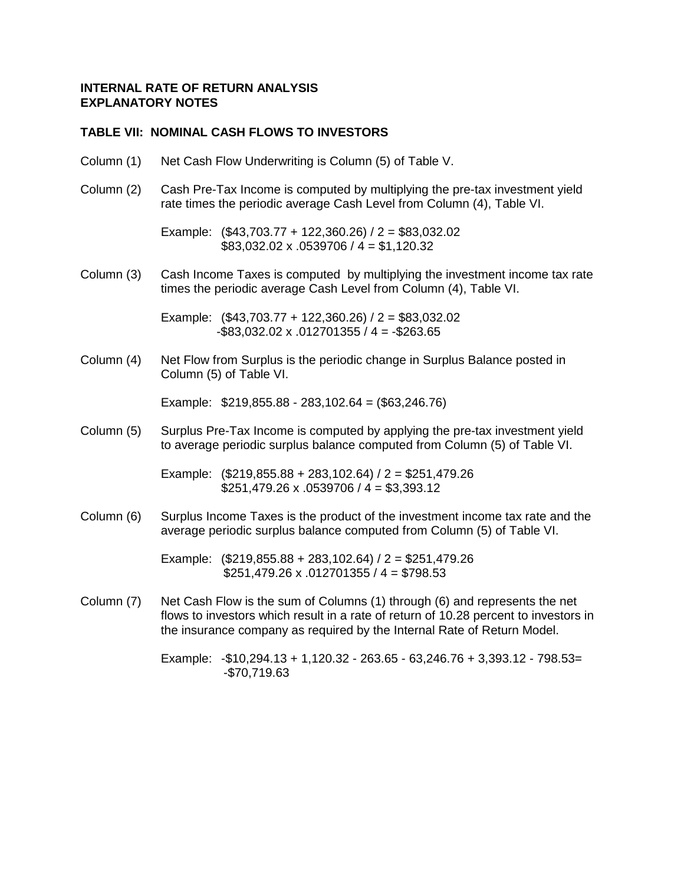**INTERNAL RATE OF RETURN ANALYSIS**
**EXPLANATORY NOTES**

**TABLE VII: NOMINAL CASH FLOWS TO INVESTORS**

Column (1) Net Cash Flow Underwriting is Column (5) of Table V.

Column (2) Cash Pre-Tax Income is computed by multiplying the pre-tax investment yield rate times the periodic average Cash Level from Column (4), Table VI.

Example: ($43,703.77 + 122,360.26) / 2 = $83,032.02
$83,032.02 x .0539706 / 4 = $1,120.32

Column (3) Cash Income Taxes is computed by multiplying the investment income tax rate times the periodic average Cash Level from Column (4), Table VI.

Example: ($43,703.77 + 122,360.26) / 2 = $83,032.02
-$83,032.02 x .012701355 / 4 = -$263.65

Column (4) Net Flow from Surplus is the periodic change in Surplus Balance posted in Column (5) of Table VI.

Example: $219,855.88 - 283,102.64 = ($63,246.76)

Column (5) Surplus Pre-Tax Income is computed by applying the pre-tax investment yield to average periodic surplus balance computed from Column (5) of Table VI.

Example: ($219,855.88 + 283,102.64) / 2 = $251,479.26
$251,479.26 x .0539706 / 4 = $3,393.12

Column (6) Surplus Income Taxes is the product of the investment income tax rate and the average periodic surplus balance computed from Column (5) of Table VI.

Example: ($219,855.88 + 283,102.64) / 2 = $251,479.26
$251,479.26 x .012701355 / 4 = $798.53

Column (7) Net Cash Flow is the sum of Columns (1) through (6) and represents the net flows to investors which result in a rate of return of 10.28 percent to investors in the insurance company as required by the Internal Rate of Return Model.

Example: -$10,294.13 + 1,120.32 - 263.65 - 63,246.76 + 3,393.12 - 798.53=
-$70,719.63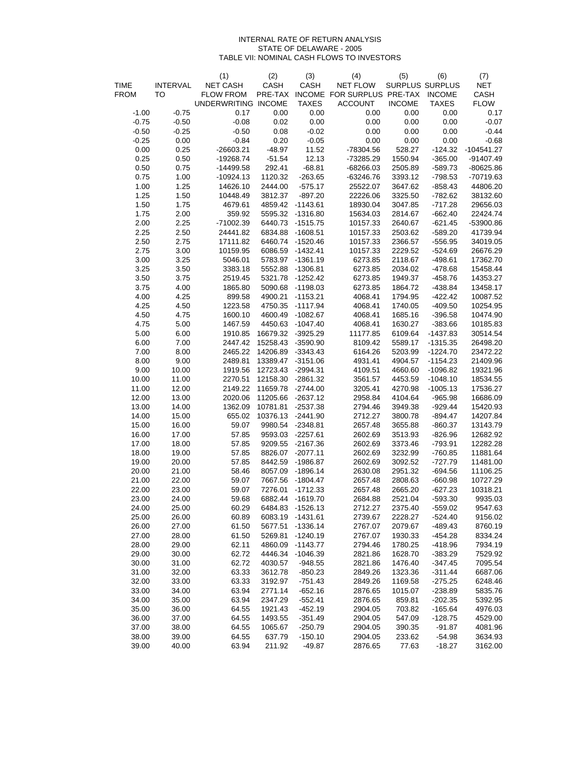# INTERNAL RATE OF RETURN ANALYSIS
## STATE OF DELAWARE - 2005
### TABLE VII: NOMINAL CASH FLOWS TO INVESTORS

| TIME FROM | INTERVAL TO | (1) NET CASH FLOW FROM UNDERWRITING | (2) CASH PRE-TAX INCOME | (3) CASH INCOME TAXES | (4) NET FLOW FOR SURPLUS ACCOUNT | (5) SURPLUS PRE-TAX INCOME | (6) SURPLUS INCOME TAXES | (7) NET CASH FLOW |
|---|---|---|---|---|---|---|---|---|
| -1.00 | -0.75 | 0.17 | 0.00 | 0.00 | 0.00 | 0.00 | 0.00 | 0.17 |
| -0.75 | -0.50 | -0.08 | 0.02 | 0.00 | 0.00 | 0.00 | 0.00 | -0.07 |
| -0.50 | -0.25 | -0.50 | 0.08 | -0.02 | 0.00 | 0.00 | 0.00 | -0.44 |
| -0.25 | 0.00 | -0.84 | 0.20 | -0.05 | 0.00 | 0.00 | 0.00 | -0.68 |
| 0.00 | 0.25 | -26603.21 | -48.97 | 11.52 | -78304.56 | 528.27 | -124.32 | -104541.27 |
| 0.25 | 0.50 | -19268.74 | -51.54 | 12.13 | -73285.29 | 1550.94 | -365.00 | -91407.49 |
| 0.50 | 0.75 | -14499.58 | 292.41 | -68.81 | -68266.03 | 2505.89 | -589.73 | -80625.86 |
| 0.75 | 1.00 | -10924.13 | 1120.32 | -263.65 | -63246.76 | 3393.12 | -798.53 | -70719.63 |
| 1.00 | 1.25 | 14626.10 | 2444.00 | -575.17 | 25522.07 | 3647.62 | -858.43 | 44806.20 |
| 1.25 | 1.50 | 10448.49 | 3812.37 | -897.20 | 22226.06 | 3325.50 | -782.62 | 38132.60 |
| 1.50 | 1.75 | 4679.61 | 4859.42 | -1143.61 | 18930.04 | 3047.85 | -717.28 | 29656.03 |
| 1.75 | 2.00 | 359.92 | 5595.32 | -1316.80 | 15634.03 | 2814.67 | -662.40 | 22424.74 |
| 2.00 | 2.25 | -71002.39 | 6440.73 | -1515.75 | 10157.33 | 2640.67 | -621.45 | -53900.86 |
| 2.25 | 2.50 | 24441.82 | 6834.88 | -1608.51 | 10157.33 | 2503.62 | -589.20 | 41739.94 |
| 2.50 | 2.75 | 17111.82 | 6460.74 | -1520.46 | 10157.33 | 2366.57 | -556.95 | 34019.05 |
| 2.75 | 3.00 | 10159.95 | 6086.59 | -1432.41 | 10157.33 | 2229.52 | -524.69 | 26676.29 |
| 3.00 | 3.25 | 5046.01 | 5783.97 | -1361.19 | 6273.85 | 2118.67 | -498.61 | 17362.70 |
| 3.25 | 3.50 | 3383.18 | 5552.88 | -1306.81 | 6273.85 | 2034.02 | -478.68 | 15458.44 |
| 3.50 | 3.75 | 2519.45 | 5321.78 | -1252.42 | 6273.85 | 1949.37 | -458.76 | 14353.27 |
| 3.75 | 4.00 | 1865.80 | 5090.68 | -1198.03 | 6273.85 | 1864.72 | -438.84 | 13458.17 |
| 4.00 | 4.25 | 899.58 | 4900.21 | -1153.21 | 4068.41 | 1794.95 | -422.42 | 10087.52 |
| 4.25 | 4.50 | 1223.58 | 4750.35 | -1117.94 | 4068.41 | 1740.05 | -409.50 | 10254.95 |
| 4.50 | 4.75 | 1600.10 | 4600.49 | -1082.67 | 4068.41 | 1685.16 | -396.58 | 10474.90 |
| 4.75 | 5.00 | 1467.59 | 4450.63 | -1047.40 | 4068.41 | 1630.27 | -383.66 | 10185.83 |
| 5.00 | 6.00 | 1910.85 | 16679.32 | -3925.29 | 11177.85 | 6109.64 | -1437.83 | 30514.54 |
| 6.00 | 7.00 | 2447.42 | 15258.43 | -3590.90 | 8109.42 | 5589.17 | -1315.35 | 26498.20 |
| 7.00 | 8.00 | 2465.22 | 14206.89 | -3343.43 | 6164.26 | 5203.99 | -1224.70 | 23472.22 |
| 8.00 | 9.00 | 2489.81 | 13389.47 | -3151.06 | 4931.41 | 4904.57 | -1154.23 | 21409.96 |
| 9.00 | 10.00 | 1919.56 | 12723.43 | -2994.31 | 4109.51 | 4660.60 | -1096.82 | 19321.96 |
| 10.00 | 11.00 | 2270.51 | 12158.30 | -2861.32 | 3561.57 | 4453.59 | -1048.10 | 18534.55 |
| 11.00 | 12.00 | 2149.22 | 11659.78 | -2744.00 | 3205.41 | 4270.98 | -1005.13 | 17536.27 |
| 12.00 | 13.00 | 2020.06 | 11205.66 | -2637.12 | 2958.84 | 4104.64 | -965.98 | 16686.09 |
| 13.00 | 14.00 | 1362.09 | 10781.81 | -2537.38 | 2794.46 | 3949.38 | -929.44 | 15420.93 |
| 14.00 | 15.00 | 655.02 | 10376.13 | -2441.90 | 2712.27 | 3800.78 | -894.47 | 14207.84 |
| 15.00 | 16.00 | 59.07 | 9980.54 | -2348.81 | 2657.48 | 3655.88 | -860.37 | 13143.79 |
| 16.00 | 17.00 | 57.85 | 9593.03 | -2257.61 | 2602.69 | 3513.93 | -826.96 | 12682.92 |
| 17.00 | 18.00 | 57.85 | 9209.55 | -2167.36 | 2602.69 | 3373.46 | -793.91 | 12282.28 |
| 18.00 | 19.00 | 57.85 | 8826.07 | -2077.11 | 2602.69 | 3232.99 | -760.85 | 11881.64 |
| 19.00 | 20.00 | 57.85 | 8442.59 | -1986.87 | 2602.69 | 3092.52 | -727.79 | 11481.00 |
| 20.00 | 21.00 | 58.46 | 8057.09 | -1896.14 | 2630.08 | 2951.32 | -694.56 | 11106.25 |
| 21.00 | 22.00 | 59.07 | 7667.56 | -1804.47 | 2657.48 | 2808.63 | -660.98 | 10727.29 |
| 22.00 | 23.00 | 59.07 | 7276.01 | -1712.33 | 2657.48 | 2665.20 | -627.23 | 10318.21 |
| 23.00 | 24.00 | 59.68 | 6882.44 | -1619.70 | 2684.88 | 2521.04 | -593.30 | 9935.03 |
| 24.00 | 25.00 | 60.29 | 6484.83 | -1526.13 | 2712.27 | 2375.40 | -559.02 | 9547.63 |
| 25.00 | 26.00 | 60.89 | 6083.19 | -1431.61 | 2739.67 | 2228.27 | -524.40 | 9156.02 |
| 26.00 | 27.00 | 61.50 | 5677.51 | -1336.14 | 2767.07 | 2079.67 | -489.43 | 8760.19 |
| 27.00 | 28.00 | 61.50 | 5269.81 | -1240.19 | 2767.07 | 1930.33 | -454.28 | 8334.24 |
| 28.00 | 29.00 | 62.11 | 4860.09 | -1143.77 | 2794.46 | 1780.25 | -418.96 | 7934.19 |
| 29.00 | 30.00 | 62.72 | 4446.34 | -1046.39 | 2821.86 | 1628.70 | -383.29 | 7529.92 |
| 30.00 | 31.00 | 62.72 | 4030.57 | -948.55 | 2821.86 | 1476.40 | -347.45 | 7095.54 |
| 31.00 | 32.00 | 63.33 | 3612.78 | -850.23 | 2849.26 | 1323.36 | -311.44 | 6687.06 |
| 32.00 | 33.00 | 63.33 | 3192.97 | -751.43 | 2849.26 | 1169.58 | -275.25 | 6248.46 |
| 33.00 | 34.00 | 63.94 | 2771.14 | -652.16 | 2876.65 | 1015.07 | -238.89 | 5835.76 |
| 34.00 | 35.00 | 63.94 | 2347.29 | -552.41 | 2876.65 | 859.81 | -202.35 | 5392.95 |
| 35.00 | 36.00 | 64.55 | 1921.43 | -452.19 | 2904.05 | 703.82 | -165.64 | 4976.03 |
| 36.00 | 37.00 | 64.55 | 1493.55 | -351.49 | 2904.05 | 547.09 | -128.75 | 4529.00 |
| 37.00 | 38.00 | 64.55 | 1065.67 | -250.79 | 2904.05 | 390.35 | -91.87 | 4081.96 |
| 38.00 | 39.00 | 64.55 | 637.79 | -150.10 | 2904.05 | 233.62 | -54.98 | 3634.93 |
| 39.00 | 40.00 | 63.94 | 211.92 | -49.87 | 2876.65 | 77.63 | -18.27 | 3162.00 |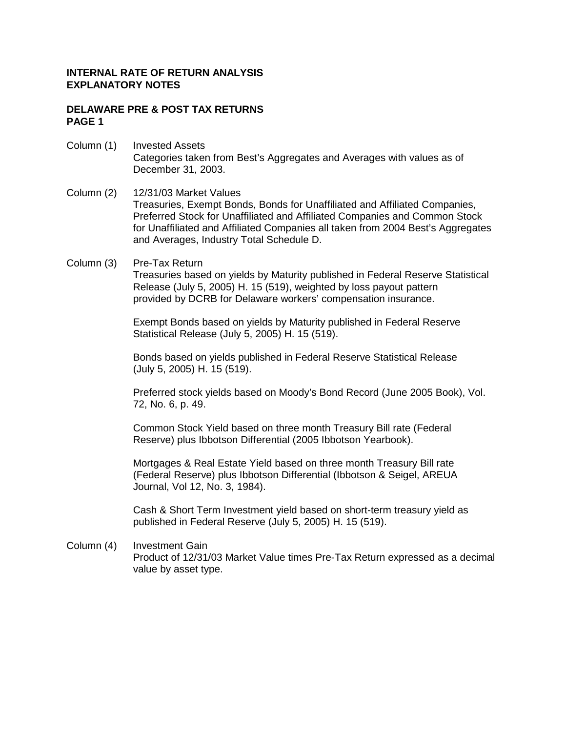**INTERNAL RATE OF RETURN ANALYSIS**
**EXPLANATORY NOTES**

**DELAWARE PRE & POST TAX RETURNS**
**PAGE 1**

Column (1) Invested Assets
Categories taken from Best's Aggregates and Averages with values as of December 31, 2003.

Column (2) 12/31/03 Market Values
Treasuries, Exempt Bonds, Bonds for Unaffiliated and Affiliated Companies, Preferred Stock for Unaffiliated and Affiliated Companies and Common Stock for Unaffiliated and Affiliated Companies all taken from 2004 Best's Aggregates and Averages, Industry Total Schedule D.

Column (3) Pre-Tax Return
Treasuries based on yields by Maturity published in Federal Reserve Statistical Release (July 5, 2005) H. 15 (519), weighted by loss payout pattern provided by DCRB for Delaware workers' compensation insurance.

Exempt Bonds based on yields by Maturity published in Federal Reserve Statistical Release (July 5, 2005) H. 15 (519).

Bonds based on yields published in Federal Reserve Statistical Release (July 5, 2005) H. 15 (519).

Preferred stock yields based on Moody's Bond Record (June 2005 Book), Vol. 72, No. 6, p. 49.

Common Stock Yield based on three month Treasury Bill rate (Federal Reserve) plus Ibbotson Differential (2005 Ibbotson Yearbook).

Mortgages & Real Estate Yield based on three month Treasury Bill rate (Federal Reserve) plus Ibbotson Differential (Ibbotson & Seigel, AREUA Journal, Vol 12, No. 3, 1984).

Cash & Short Term Investment yield based on short-term treasury yield as published in Federal Reserve (July 5, 2005) H. 15 (519).

Column (4) Investment Gain
Product of 12/31/03 Market Value times Pre-Tax Return expressed as a decimal value by asset type.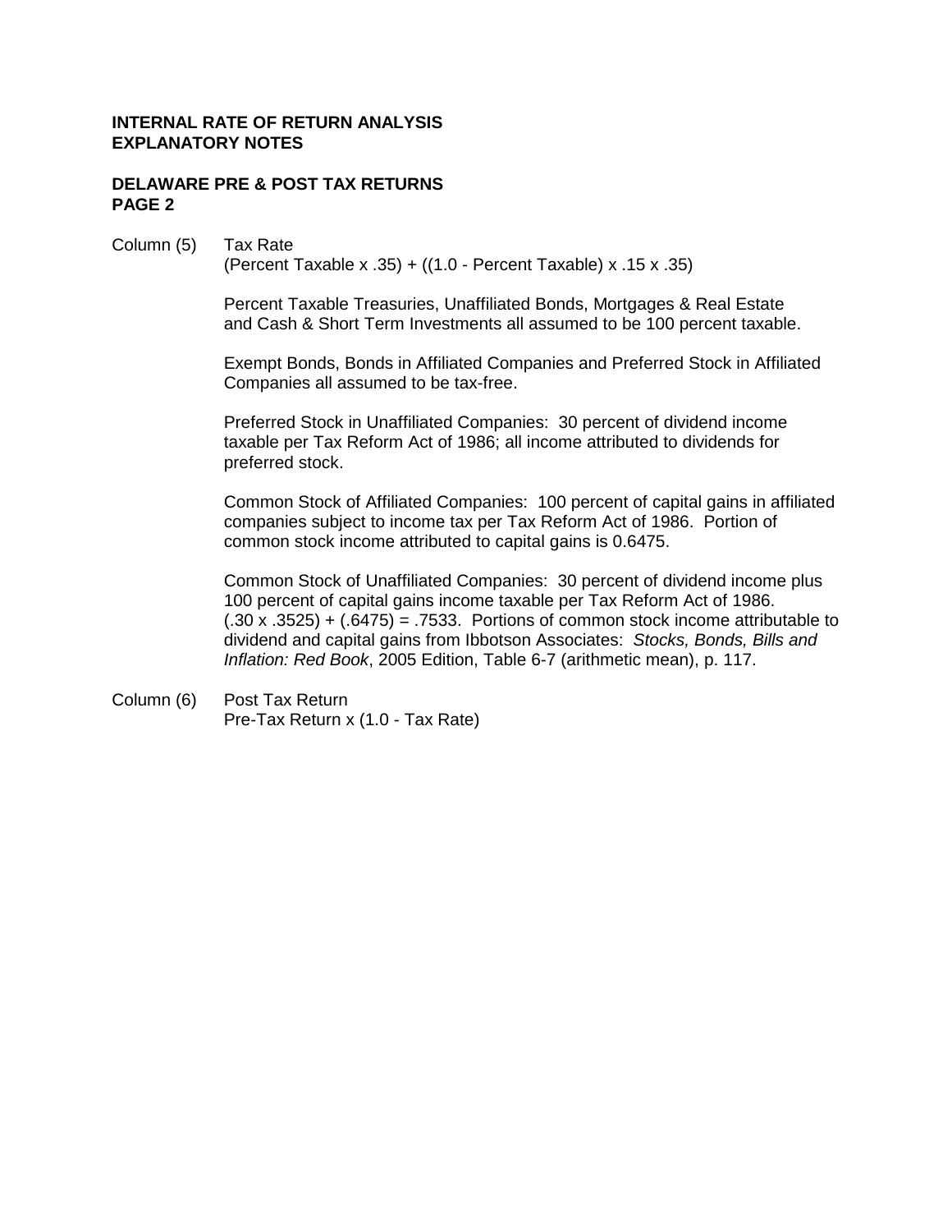**INTERNAL RATE OF RETURN ANALYSIS**
**EXPLANATORY NOTES**

**DELAWARE PRE & POST TAX RETURNS**
**PAGE 2**

Column (5) Tax Rate

(Percent Taxable x .35) + ((1.0 - Percent Taxable) x .15 x .35)

Percent Taxable Treasuries, Unaffiliated Bonds, Mortgages & Real Estate and Cash & Short Term Investments all assumed to be 100 percent taxable.

Exempt Bonds, Bonds in Affiliated Companies and Preferred Stock in Affiliated Companies all assumed to be tax-free.

Preferred Stock in Unaffiliated Companies: 30 percent of dividend income taxable per Tax Reform Act of 1986; all income attributed to dividends for preferred stock.

Common Stock of Affiliated Companies: 100 percent of capital gains in affiliated companies subject to income tax per Tax Reform Act of 1986. Portion of common stock income attributed to capital gains is 0.6475.

Common Stock of Unaffiliated Companies: 30 percent of dividend income plus 100 percent of capital gains income taxable per Tax Reform Act of 1986. (.30 x .3525) + (.6475) = .7533. Portions of common stock income attributable to dividend and capital gains from Ibbotson Associates: *Stocks, Bonds, Bills and Inflation: Red Book*, 2005 Edition, Table 6-7 (arithmetic mean), p. 117.

Column (6) Post Tax Return

Pre-Tax Return x (1.0 - Tax Rate)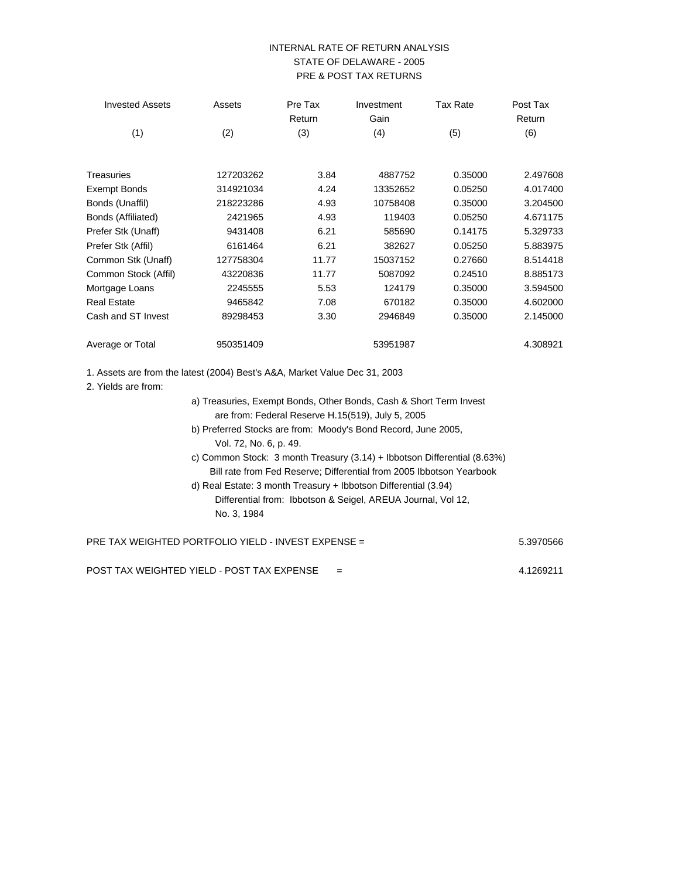# INTERNAL RATE OF RETURN ANALYSIS
## STATE OF DELAWARE - 2005
## PRE & POST TAX RETURNS

| Invested Assets | Assets | Pre Tax Return | Investment Gain | Tax Rate | Post Tax Return |
|---|---|---|---|---|---|
| (1) | (2) | (3) | (4) | (5) | (6) |
| Treasuries | 127203262 | 3.84 | 4887752 | 0.35000 | 2.497608 |
| Exempt Bonds | 314921034 | 4.24 | 13352652 | 0.05250 | 4.017400 |
| Bonds (Unaffil) | 218223286 | 4.93 | 10758408 | 0.35000 | 3.204500 |
| Bonds (Affiliated) | 2421965 | 4.93 | 119403 | 0.05250 | 4.671175 |
| Prefer Stk (Unaff) | 9431408 | 6.21 | 585690 | 0.14175 | 5.329733 |
| Prefer Stk (Affil) | 6161464 | 6.21 | 382627 | 0.05250 | 5.883975 |
| Common Stk (Unaff) | 127758304 | 11.77 | 15037152 | 0.27660 | 8.514418 |
| Common Stock (Affil) | 43220836 | 11.77 | 5087092 | 0.24510 | 8.885173 |
| Mortgage Loans | 2245555 | 5.53 | 124179 | 0.35000 | 3.594500 |
| Real Estate | 9465842 | 7.08 | 670182 | 0.35000 | 4.602000 |
| Cash and ST Invest | 89298453 | 3.30 | 2946849 | 0.35000 | 2.145000 |
| Average or Total | 950351409 | | 53951987 | | 4.308921 |

1. Assets are from the latest (2004) Best's A&A, Market Value Dec 31, 2003
2. Yields are from:
   - a) Treasuries, Exempt Bonds, Other Bonds, Cash & Short Term Invest are from: Federal Reserve H.15(519), July 5, 2005
   - b) Preferred Stocks are from: Moody's Bond Record, June 2005, Vol. 72, No. 6, p. 49.
   - c) Common Stock: 3 month Treasury (3.14) + Ibbotson Differential (8.63%) Bill rate from Fed Reserve; Differential from 2005 Ibbotson Yearbook
   - d) Real Estate: 3 month Treasury + Ibbotson Differential (3.94) Differential from: Ibbotson & Seigel, AREUA Journal, Vol 12, No. 3, 1984

PRE TAX WEIGHTED PORTFOLIO YIELD - INVEST EXPENSE = 5.3970566

POST TAX WEIGHTED YIELD - POST TAX EXPENSE = 4.1269211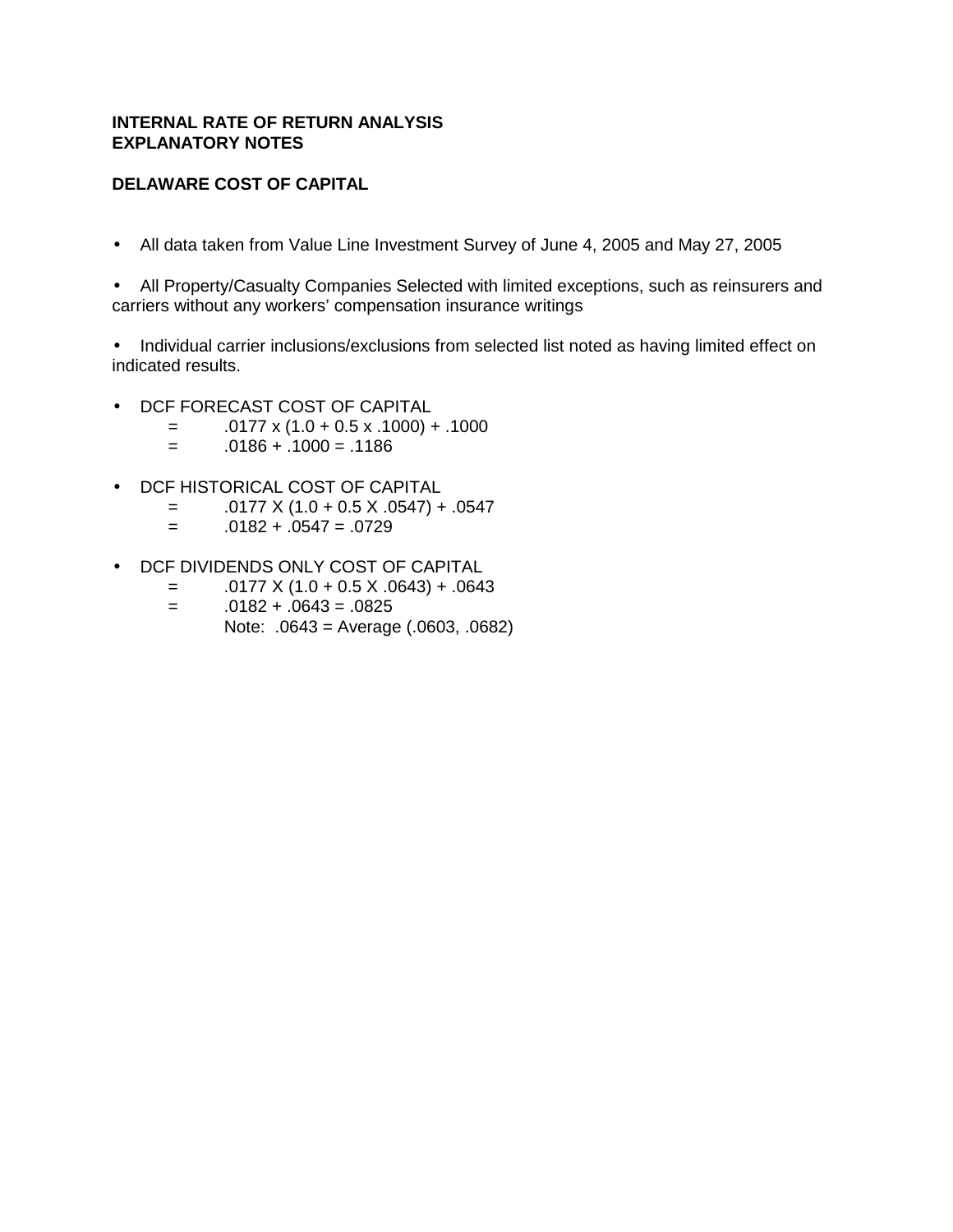**INTERNAL RATE OF RETURN ANALYSIS**
**EXPLANATORY NOTES**

**DELAWARE COST OF CAPITAL**

- All data taken from Value Line Investment Survey of June 4, 2005 and May 27, 2005

- All Property/Casualty Companies Selected with limited exceptions, such as reinsurers and carriers without any workers' compensation insurance writings

- Individual carrier inclusions/exclusions from selected list noted as having limited effect on indicated results.

- DCF FORECAST COST OF CAPITAL
  - $= .0177 \times (1.0 + 0.5 \times .1000) + .1000$
  - $= .0186 + .1000 = .1186$

- DCF HISTORICAL COST OF CAPITAL
  - $= .0177 \times (1.0 + 0.5 \times .0547) + .0547$
  - $= .0182 + .0547 = .0729$

- DCF DIVIDENDS ONLY COST OF CAPITAL
  - $= .0177 \times (1.0 + 0.5 \times .0643) + .0643$
  - $= .0182 + .0643 = .0825$
  - Note: .0643 = Average (.0603, .0682)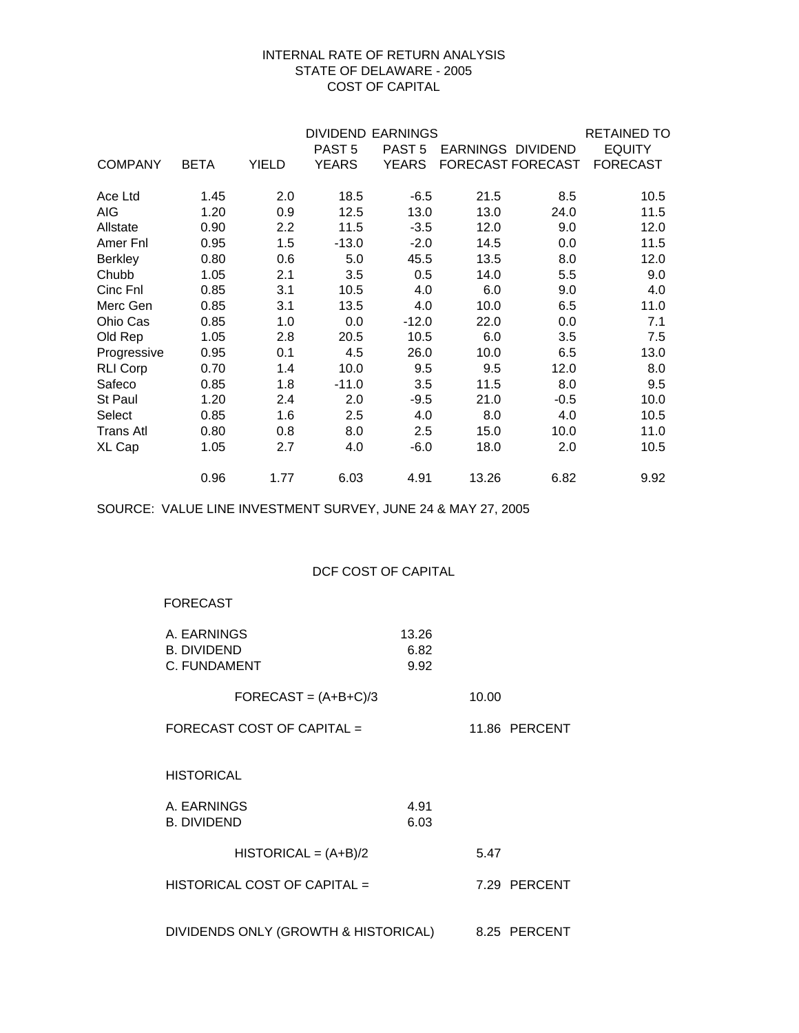# INTERNAL RATE OF RETURN ANALYSIS
## STATE OF DELAWARE - 2005
## COST OF CAPITAL

| COMPANY | BETA | YIELD | DIVIDEND PAST 5 YEARS | EARNINGS PAST 5 YEARS | EARNINGS FORECAST | DIVIDEND FORECAST | RETAINED TO EQUITY FORECAST |
|---|---|---|---|---|---|---|---|
| Ace Ltd | 1.45 | 2.0 | 18.5 | -6.5 | 21.5 | 8.5 | 10.5 |
| AIG | 1.20 | 0.9 | 12.5 | 13.0 | 13.0 | 24.0 | 11.5 |
| Allstate | 0.90 | 2.2 | 11.5 | -3.5 | 12.0 | 9.0 | 12.0 |
| Amer Fnl | 0.95 | 1.5 | -13.0 | -2.0 | 14.5 | 0.0 | 11.5 |
| Berkley | 0.80 | 0.6 | 5.0 | 45.5 | 13.5 | 8.0 | 12.0 |
| Chubb | 1.05 | 2.1 | 3.5 | 0.5 | 14.0 | 5.5 | 9.0 |
| Cinc Fnl | 0.85 | 3.1 | 10.5 | 4.0 | 6.0 | 9.0 | 4.0 |
| Merc Gen | 0.85 | 3.1 | 13.5 | 4.0 | 10.0 | 6.5 | 11.0 |
| Ohio Cas | 0.85 | 1.0 | 0.0 | -12.0 | 22.0 | 0.0 | 7.1 |
| Old Rep | 1.05 | 2.8 | 20.5 | 10.5 | 6.0 | 3.5 | 7.5 |
| Progressive | 0.95 | 0.1 | 4.5 | 26.0 | 10.0 | 6.5 | 13.0 |
| RLI Corp | 0.70 | 1.4 | 10.0 | 9.5 | 9.5 | 12.0 | 8.0 |
| Safeco | 0.85 | 1.8 | -11.0 | 3.5 | 11.5 | 8.0 | 9.5 |
| St Paul | 1.20 | 2.4 | 2.0 | -9.5 | 21.0 | -0.5 | 10.0 |
| Select | 0.85 | 1.6 | 2.5 | 4.0 | 8.0 | 4.0 | 10.5 |
| Trans Atl | 0.80 | 0.8 | 8.0 | 2.5 | 15.0 | 10.0 | 11.0 |
| XL Cap | 1.05 | 2.7 | 4.0 | -6.0 | 18.0 | 2.0 | 10.5 |
| | 0.96 | 1.77 | 6.03 | 4.91 | 13.26 | 6.82 | 9.92 |

SOURCE: VALUE LINE INVESTMENT SURVEY, JUNE 24 & MAY 27, 2005

## DCF COST OF CAPITAL

FORECAST

| | | | |
|---|---|---|---|
| A. EARNINGS | 13.26 | | |
| B. DIVIDEND | 6.82 | | |
| C. FUNDAMENT | 9.92 | | |
| FORECAST = (A+B+C)/3 | | 10.00 | |
| FORECAST COST OF CAPITAL = | | 11.86 | PERCENT |

HISTORICAL

| | | | |
|---|---|---|---|
| A. EARNINGS | 4.91 | | |
| B. DIVIDEND | 6.03 | | |
| HISTORICAL = (A+B)/2 | | 5.47 | |
| HISTORICAL COST OF CAPITAL = | | 7.29 | PERCENT |

DIVIDENDS ONLY (GROWTH & HISTORICAL) 8.25 PERCENT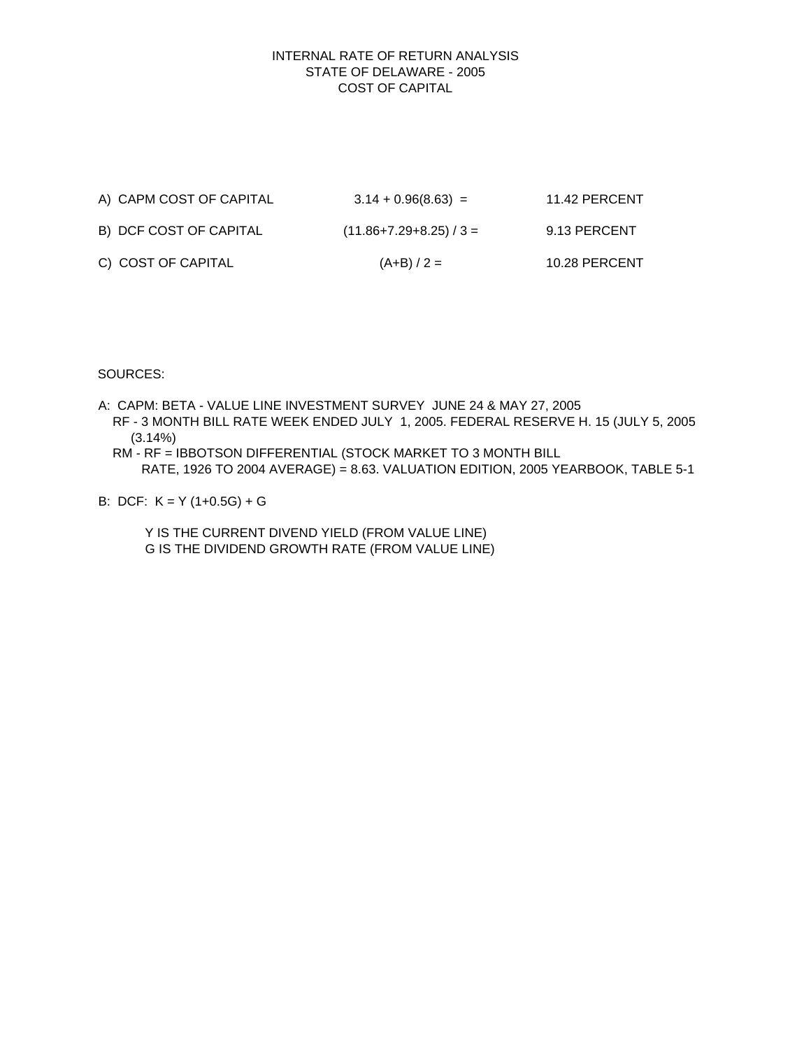# INTERNAL RATE OF RETURN ANALYSIS
## STATE OF DELAWARE - 2005
## COST OF CAPITAL

| | | |
|---|---|---|
| A) CAPM COST OF CAPITAL | 3.14 + 0.96(8.63) = | 11.42 PERCENT |
| B) DCF COST OF CAPITAL | (11.86+7.29+8.25) / 3 = | 9.13 PERCENT |
| C) COST OF CAPITAL | (A+B) / 2 = | 10.28 PERCENT |

SOURCES:

A: CAPM: BETA - VALUE LINE INVESTMENT SURVEY JUNE 24 & MAY 27, 2005
RF - 3 MONTH BILL RATE WEEK ENDED JULY 1, 2005. FEDERAL RESERVE H. 15 (JULY 5, 2005 (3.14%)
RM - RF = IBBOTSON DIFFERENTIAL (STOCK MARKET TO 3 MONTH BILL RATE, 1926 TO 2004 AVERAGE) = 8.63. VALUATION EDITION, 2005 YEARBOOK, TABLE 5-1

B: DCF: $K = Y(1+0.5G) + G$

Y IS THE CURRENT DIVEND YIELD (FROM VALUE LINE)
G IS THE DIVIDEND GROWTH RATE (FROM VALUE LINE)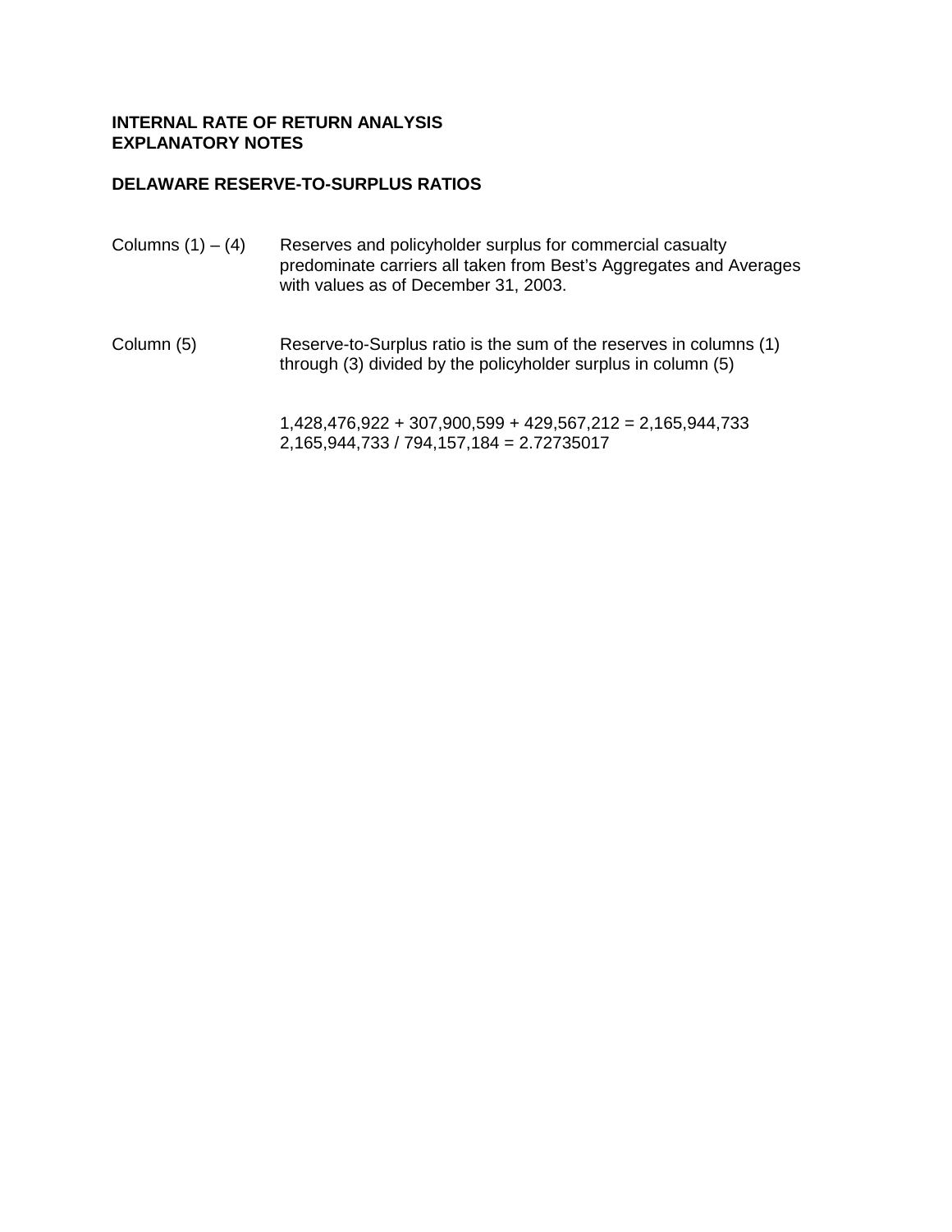**INTERNAL RATE OF RETURN ANALYSIS**
**EXPLANATORY NOTES**

**DELAWARE RESERVE-TO-SURPLUS RATIOS**

Columns (1) – (4) Reserves and policyholder surplus for commercial casualty predominate carriers all taken from Best's Aggregates and Averages with values as of December 31, 2003.

Column (5) Reserve-to-Surplus ratio is the sum of the reserves in columns (1) through (3) divided by the policyholder surplus in column (5)

1,428,476,922 + 307,900,599 + 429,567,212 = 2,165,944,733
2,165,944,733 / 794,157,184 = 2.72735017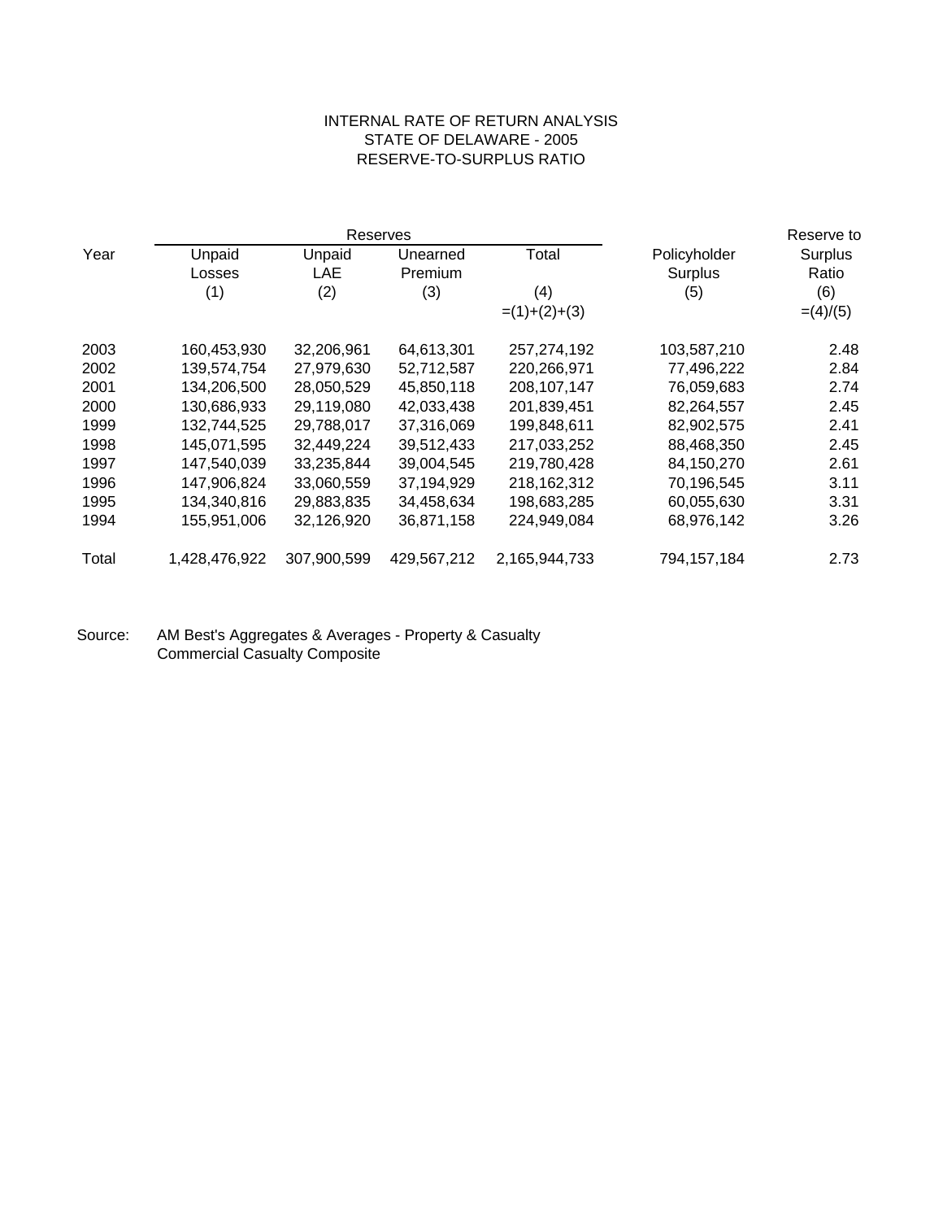INTERNAL RATE OF RETURN ANALYSIS
STATE OF DELAWARE - 2005
RESERVE-TO-SURPLUS RATIO

| Year | Reserves | | | | Policyholder Surplus | Reserve to Surplus Ratio |
|---|---|---|---|---|---|---|
| | Unpaid Losses | Unpaid LAE | Unearned Premium | Total | | |
| | (1) | (2) | (3) | (4) =(1)+(2)+(3) | (5) | (6) =(4)/(5) |
| 2003 | 160,453,930 | 32,206,961 | 64,613,301 | 257,274,192 | 103,587,210 | 2.48 |
| 2002 | 139,574,754 | 27,979,630 | 52,712,587 | 220,266,971 | 77,496,222 | 2.84 |
| 2001 | 134,206,500 | 28,050,529 | 45,850,118 | 208,107,147 | 76,059,683 | 2.74 |
| 2000 | 130,686,933 | 29,119,080 | 42,033,438 | 201,839,451 | 82,264,557 | 2.45 |
| 1999 | 132,744,525 | 29,788,017 | 37,316,069 | 199,848,611 | 82,902,575 | 2.41 |
| 1998 | 145,071,595 | 32,449,224 | 39,512,433 | 217,033,252 | 88,468,350 | 2.45 |
| 1997 | 147,540,039 | 33,235,844 | 39,004,545 | 219,780,428 | 84,150,270 | 2.61 |
| 1996 | 147,906,824 | 33,060,559 | 37,194,929 | 218,162,312 | 70,196,545 | 3.11 |
| 1995 | 134,340,816 | 29,883,835 | 34,458,634 | 198,683,285 | 60,055,630 | 3.31 |
| 1994 | 155,951,006 | 32,126,920 | 36,871,158 | 224,949,084 | 68,976,142 | 3.26 |
| Total | 1,428,476,922 | 307,900,599 | 429,567,212 | 2,165,944,733 | 794,157,184 | 2.73 |

Source: AM Best's Aggregates & Averages - Property & Casualty
Commercial Casualty Composite